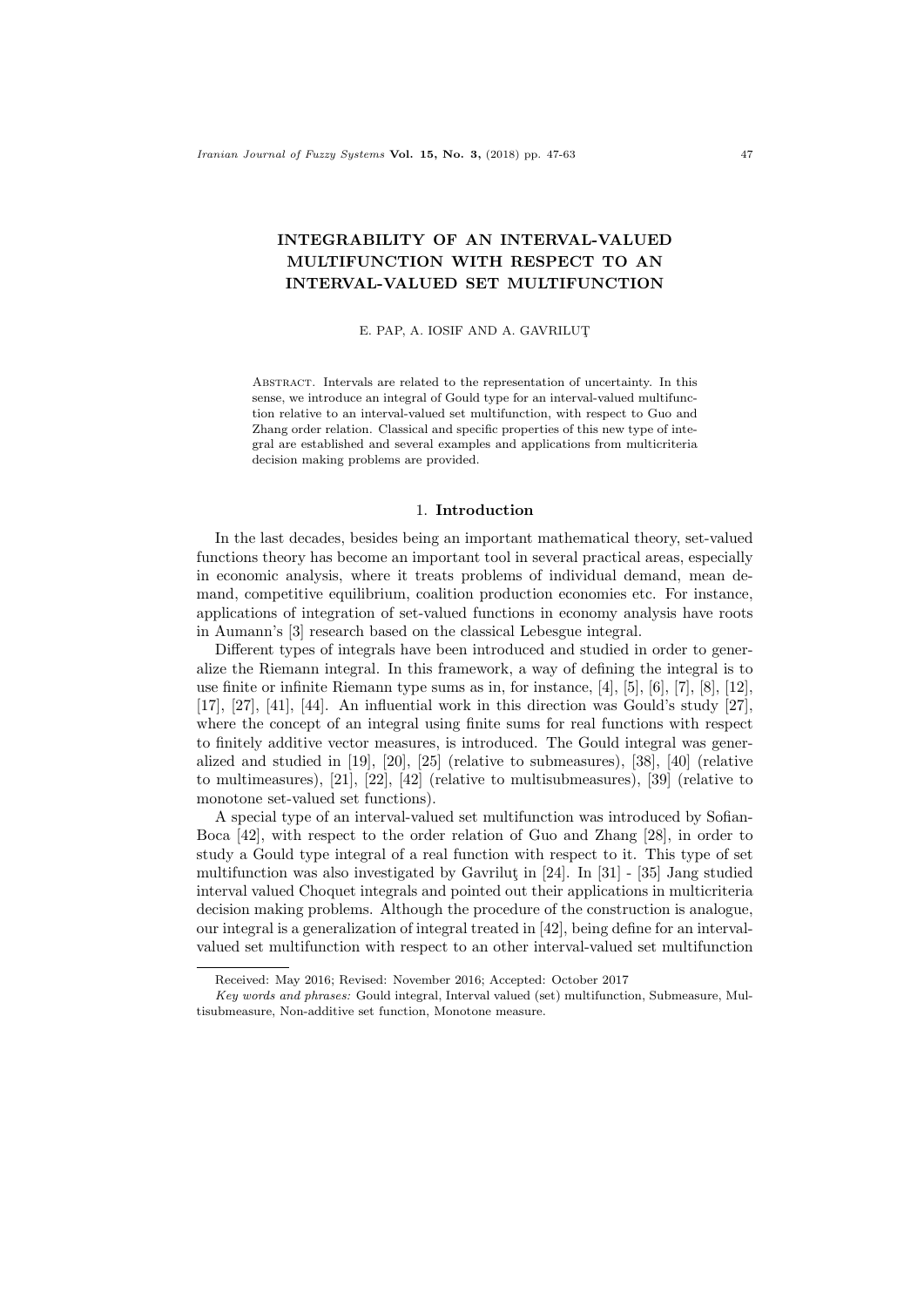# INTEGRABILITY OF AN INTERVAL-VALUED MULTIFUNCTION WITH RESPECT TO AN INTERVAL-VALUED SET MULTIFUNCTION

E. PAP, A. IOSIF AND A. GAVRILUŢ

Abstract. Intervals are related to the representation of uncertainty. In this sense, we introduce an integral of Gould type for an interval-valued multifunction relative to an interval-valued set multifunction, with respect to Guo and Zhang order relation. Classical and specific properties of this new type of integral are established and several examples and applications from multicriteria decision making problems are provided.

## 1. Introduction

In the last decades, besides being an important mathematical theory, set-valued functions theory has become an important tool in several practical areas, especially in economic analysis, where it treats problems of individual demand, mean demand, competitive equilibrium, coalition production economies etc. For instance, applications of integration of set-valued functions in economy analysis have roots in Aumann's [3] research based on the classical Lebesgue integral.

Different types of integrals have been introduced and studied in order to generalize the Riemann integral. In this framework, a way of defining the integral is to use finite or infinite Riemann type sums as in, for instance, [4], [5], [6], [7], [8], [12], [17], [27], [41], [44]. An influential work in this direction was Gould's study [27], where the concept of an integral using finite sums for real functions with respect to finitely additive vector measures, is introduced. The Gould integral was generalized and studied in [19], [20], [25] (relative to submeasures), [38], [40] (relative to multimeasures), [21], [22], [42] (relative to multisubmeasures), [39] (relative to monotone set-valued set functions).

A special type of an interval-valued set multifunction was introduced by Sofian-Boca [42], with respect to the order relation of Guo and Zhang [28], in order to study a Gould type integral of a real function with respect to it. This type of set multifunction was also investigated by Gavriluţ in [24]. In [31] - [35] Jang studied interval valued Choquet integrals and pointed out their applications in multicriteria decision making problems. Although the procedure of the construction is analogue, our integral is a generalization of integral treated in [42], being define for an interval-valued set multifunction with respect to an other interval-valued set multifunction

Received: May 2016; Revised: November 2016; Accepted: October 2017

*Key words and phrases:* Gould integral, Interval valued (set) multifunction, Submeasure, Multisubmeasure, Non-additive set function, Monotone measure.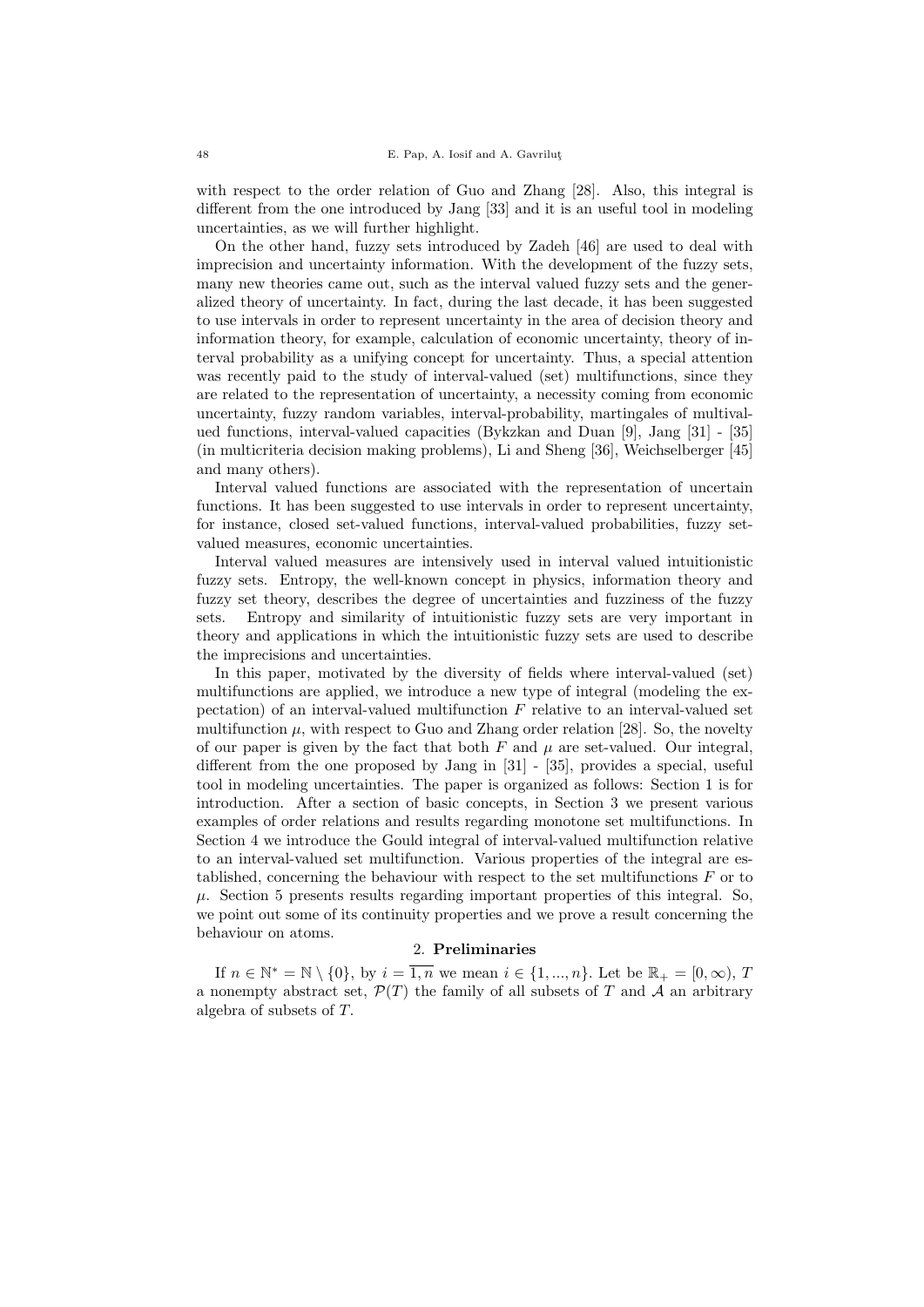with respect to the order relation of Guo and Zhang [28]. Also, this integral is different from the one introduced by Jang [33] and it is an useful tool in modeling uncertainties, as we will further highlight.

On the other hand, fuzzy sets introduced by Zadeh [46] are used to deal with imprecision and uncertainty information. With the development of the fuzzy sets, many new theories came out, such as the interval valued fuzzy sets and the generalized theory of uncertainty. In fact, during the last decade, it has been suggested to use intervals in order to represent uncertainty in the area of decision theory and information theory, for example, calculation of economic uncertainty, theory of interval probability as a unifying concept for uncertainty. Thus, a special attention was recently paid to the study of interval-valued (set) multifunctions, since they are related to the representation of uncertainty, a necessity coming from economic uncertainty, fuzzy random variables, interval-probability, martingales of multivalued functions, interval-valued capacities (Bykzkan and Duan [9], Jang [31] - [35] (in multicriteria decision making problems), Li and Sheng [36], Weichselberger [45] and many others).

Interval valued functions are associated with the representation of uncertain functions. It has been suggested to use intervals in order to represent uncertainty, for instance, closed set-valued functions, interval-valued probabilities, fuzzy set-valued measures, economic uncertainties.

Interval valued measures are intensively used in interval valued intuitionistic fuzzy sets. Entropy, the well-known concept in physics, information theory and fuzzy set theory, describes the degree of uncertainties and fuzziness of the fuzzy sets. Entropy and similarity of intuitionistic fuzzy sets are very important in theory and applications in which the intuitionistic fuzzy sets are used to describe the imprecisions and uncertainties.

In this paper, motivated by the diversity of fields where interval-valued (set) multifunctions are applied, we introduce a new type of integral (modeling the expectation) of an interval-valued multifunction $F$ relative to an interval-valued set multifunction $\mu$, with respect to Guo and Zhang order relation [28]. So, the novelty of our paper is given by the fact that both $F$ and $\mu$ are set-valued. Our integral, different from the one proposed by Jang in [31] - [35], provides a special, useful tool in modeling uncertainties. The paper is organized as follows: Section 1 is for introduction. After a section of basic concepts, in Section 3 we present various examples of order relations and results regarding monotone set multifunctions. In Section 4 we introduce the Gould integral of interval-valued multifunction relative to an interval-valued set multifunction. Various properties of the integral are established, concerning the behaviour with respect to the set multifunctions $F$ or to $\mu$. Section 5 presents results regarding important properties of this integral. So, we point out some of its continuity properties and we prove a result concerning the behaviour on atoms.

## 2. Preliminaries

If $n \in \mathbb{N}^* = \mathbb{N} \setminus \{0\}$, by $i = \overline{1, n}$ we mean $i \in \{1, ..., n\}$. Let be $\mathbb{R}_+ = [0, \infty)$, $T$ a nonempty abstract set, $\mathcal{P}(T)$ the family of all subsets of $T$ and $\mathcal{A}$ an arbitrary algebra of subsets of $T$.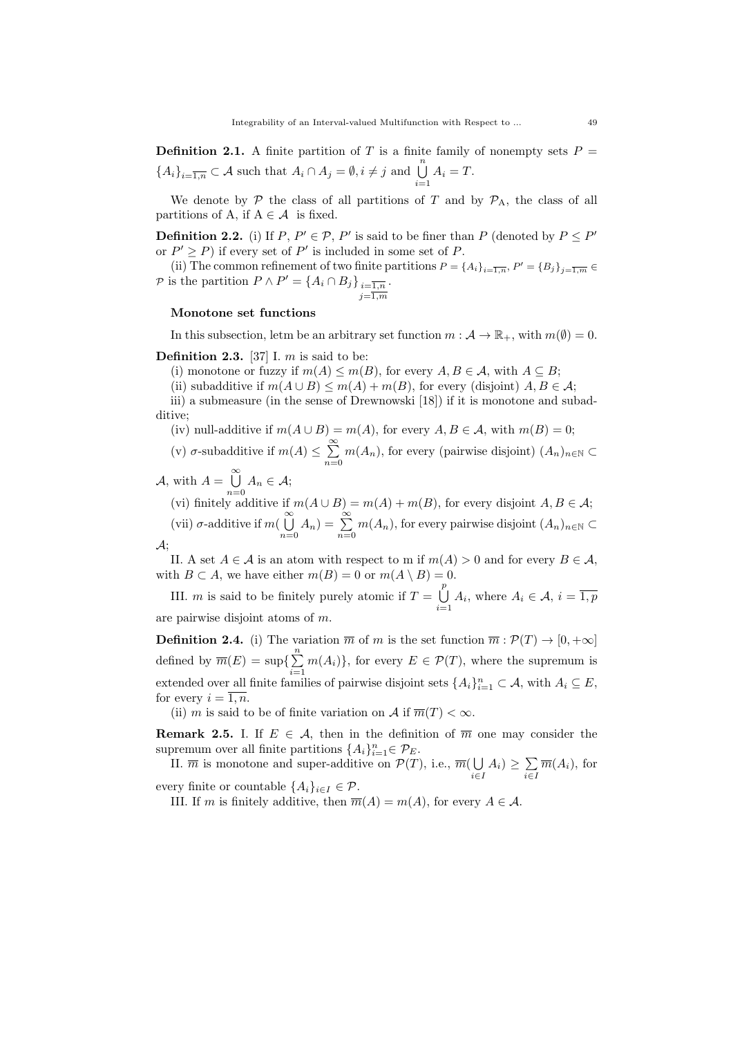**Definition 2.1.** A finite partition of $T$ is a finite family of nonempty sets $P = \{A_i\}_{i=\overline{1,n}} \subset \mathcal{A}$ such that $A_i \cap A_j = \emptyset, i \neq j$ and $\bigcup\limits_{i=1}^{n} A_i = T$.

We denote by $\mathcal{P}$ the class of all partitions of $T$ and by $\mathcal{P}_{\mathrm{A}}$, the class of all partitions of A, if $\mathrm{A} \in \mathcal{A}$ is fixed.

**Definition 2.2.** (i) If $P$, $P' \in \mathcal{P}$, $P'$ is said to be finer than $P$ (denoted by $P \leq P'$ or $P' \geq P$) if every set of $P'$ is included in some set of $P$.

(ii) The common refinement of two finite partitions $P = \{A_i\}_{i=\overline{1,n}}$, $P' = \{B_j\}_{j=\overline{1,m}} \in \mathcal{P}$ is the partition $P \wedge P' = \{A_i \cap B_j\}_{\substack{i=\overline{1,n} \\ j=\overline{1,m}}}$.

**Monotone set functions**

In this subsection, letm be an arbitrary set function $m : \mathcal{A} \to \mathbb{R}_+$, with $m(\emptyset) = 0$.

**Definition 2.3.** [37] I. $m$ is said to be:

(i) monotone or fuzzy if $m(A) \leq m(B)$, for every $A, B \in \mathcal{A}$, with $A \subseteq B$;

(ii) subadditive if $m(A \cup B) \leq m(A) + m(B)$, for every (disjoint) $A, B \in \mathcal{A}$;

iii) a submeasure (in the sense of Drewnowski [18]) if it is monotone and subadditive;

(iv) null-additive if $m(A \cup B) = m(A)$, for every $A, B \in \mathcal{A}$, with $m(B) = 0$;

(v) $\sigma$-subadditive if $m(A) \leq \sum\limits_{n=0}^{\infty} m(A_n)$, for every (pairwise disjoint) $(A_n)_{n \in \mathbb{N}} \subset \mathcal{A}$, with $A = \bigcup\limits_{n=0}^{\infty} A_n \in \mathcal{A}$;

(vi) finitely additive if $m(A \cup B) = m(A) + m(B)$, for every disjoint $A, B \in \mathcal{A}$;

(vii) $\sigma$-additive if $m(\bigcup\limits_{n=0}^{\infty} A_n) = \sum\limits_{n=0}^{\infty} m(A_n)$, for every pairwise disjoint $(A_n)_{n \in \mathbb{N}} \subset \mathcal{A}$;

II. A set $A \in \mathcal{A}$ is an atom with respect to m if $m(A) > 0$ and for every $B \in \mathcal{A}$, with $B \subset A$, we have either $m(B) = 0$ or $m(A \setminus B) = 0$.

III. $m$ is said to be finitely purely atomic if $T = \bigcup\limits_{i=1}^{p} A_i$, where $A_i \in \mathcal{A}$, $i = \overline{1,p}$ are pairwise disjoint atoms of $m$.

**Definition 2.4.** (i) The variation $\overline{m}$ of $m$ is the set function $\overline{m} : \mathcal{P}(T) \to [0, +\infty]$ defined by $\overline{m}(E) = \sup\{\sum\limits_{i=1}^{n} m(A_i)\}$, for every $E \in \mathcal{P}(T)$, where the supremum is extended over all finite families of pairwise disjoint sets $\{A_i\}_{i=1}^{n} \subset \mathcal{A}$, with $A_i \subseteq E$, for every $i = \overline{1,n}$.

(ii) $m$ is said to be of finite variation on $\mathcal{A}$ if $\overline{m}(T) < \infty$.

**Remark 2.5.** I. If $E \in \mathcal{A}$, then in the definition of $\overline{m}$ one may consider the supremum over all finite partitions $\{A_i\}_{i=1}^{n} \in \mathcal{P}_E$.

II. $\overline{m}$ is monotone and super-additive on $\mathcal{P}(T)$, i.e., $\overline{m}(\bigcup\limits_{i \in I} A_i) \geq \sum\limits_{i \in I} \overline{m}(A_i)$, for every finite or countable $\{A_i\}_{i \in I} \in \mathcal{P}$.

III. If $m$ is finitely additive, then $\overline{m}(A) = m(A)$, for every $A \in \mathcal{A}$.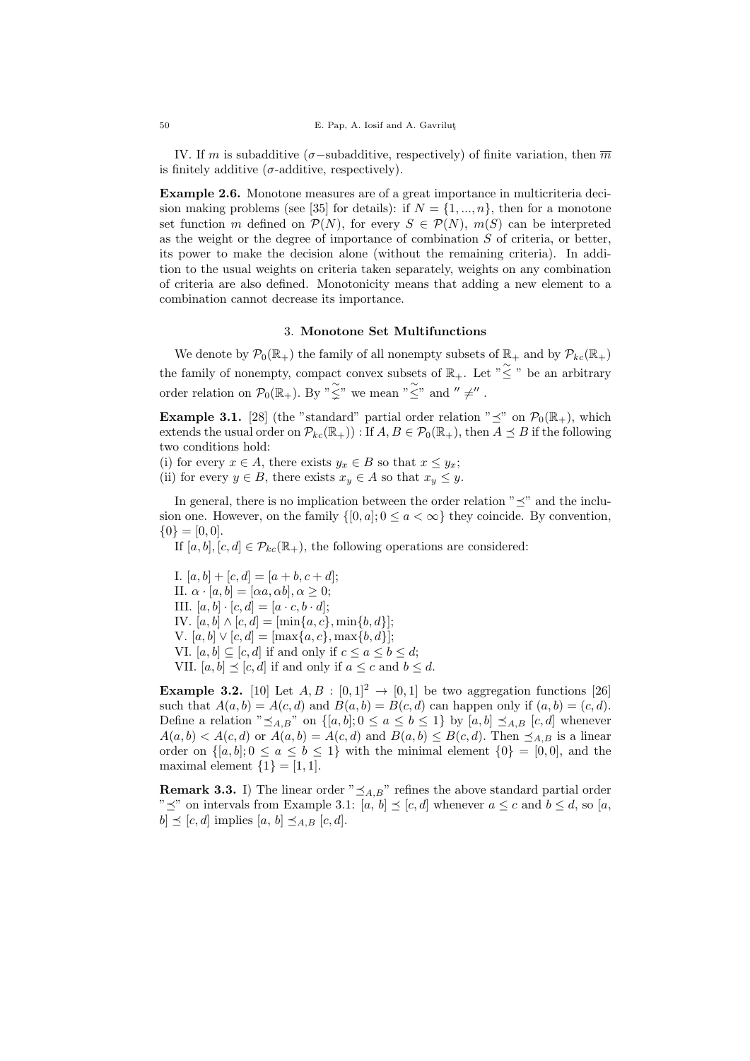IV. If $m$ is subadditive ($\sigma$−subadditive, respectively) of finite variation, then $\overline{m}$ is finitely additive ($\sigma$-additive, respectively).

**Example 2.6.** Monotone measures are of a great importance in multicriteria decision making problems (see [35] for details): if $N = \{1, ..., n\}$, then for a monotone set function $m$ defined on $\mathcal{P}(N)$, for every $S \in \mathcal{P}(N)$, $m(S)$ can be interpreted as the weight or the degree of importance of combination $S$ of criteria, or better, its power to make the decision alone (without the remaining criteria). In addition to the usual weights on criteria taken separately, weights on any combination of criteria are also defined. Monotonicity means that adding a new element to a combination cannot decrease its importance.

## 3. Monotone Set Multifunctions

We denote by $\mathcal{P}_0(\mathbb{R}_+)$ the family of all nonempty subsets of $\mathbb{R}_+$ and by $\mathcal{P}_{kc}(\mathbb{R}_+)$ the family of nonempty, compact convex subsets of $\mathbb{R}_+$. Let "$\widetilde{\leq}$" be an arbitrary order relation on $\mathcal{P}_0(\mathbb{R}_+)$. By "$\widetilde{\lneq}$" we mean "$\widetilde{\leq}$" and "$\neq$".

**Example 3.1.** [28] (the "standard" partial order relation "$\preceq$" on $\mathcal{P}_0(\mathbb{R}_+)$, which extends the usual order on $\mathcal{P}_{kc}(\mathbb{R}_+)$) : If $A, B \in \mathcal{P}_0(\mathbb{R}_+)$, then $A \preceq B$ if the following two conditions hold:

(i) for every $x \in A$, there exists $y_x \in B$ so that $x \leq y_x$;
(ii) for every $y \in B$, there exists $x_y \in A$ so that $x_y \leq y$.

In general, there is no implication between the order relation "$\preceq$" and the inclusion one. However, on the family $\{[0, a]; 0 \leq a < \infty\}$ they coincide. By convention, $\{0\} = [0, 0]$.

If $[a, b], [c, d] \in \mathcal{P}_{kc}(\mathbb{R}_+)$, the following operations are considered:

I. $[a, b] + [c, d] = [a + b, c + d]$;
II. $\alpha \cdot [a, b] = [\alpha a, \alpha b], \alpha \geq 0$;
III. $[a, b] \cdot [c, d] = [a \cdot c, b \cdot d]$;
IV. $[a, b] \wedge [c, d] = [\min\{a, c\}, \min\{b, d\}]$;
V. $[a, b] \vee [c, d] = [\max\{a, c\}, \max\{b, d\}]$;
VI. $[a, b] \subseteq [c, d]$ if and only if $c \leq a \leq b \leq d$;
VII. $[a, b] \preceq [c, d]$ if and only if $a \leq c$ and $b \leq d$.

**Example 3.2.** [10] Let $A, B : [0, 1]^2 \to [0, 1]$ be two aggregation functions [26] such that $A(a, b) = A(c, d)$ and $B(a, b) = B(c, d)$ can happen only if $(a, b) = (c, d)$. Define a relation "$\preceq_{A,B}$" on $\{[a, b]; 0 \leq a \leq b \leq 1\}$ by $[a, b] \preceq_{A,B} [c, d]$ whenever $A(a, b) < A(c, d)$ or $A(a, b) = A(c, d)$ and $B(a, b) \leq B(c, d)$. Then $\preceq_{A,B}$ is a linear order on $\{[a, b]; 0 \leq a \leq b \leq 1\}$ with the minimal element $\{0\} = [0, 0]$, and the maximal element $\{1\} = [1, 1]$.

**Remark 3.3.** I) The linear order "$\preceq_{A,B}$" refines the above standard partial order "$\preceq$" on intervals from Example 3.1: $[a, b] \preceq [c, d]$ whenever $a \leq c$ and $b \leq d$, so $[a, b] \preceq [c, d]$ implies $[a, b] \preceq_{A,B} [c, d]$.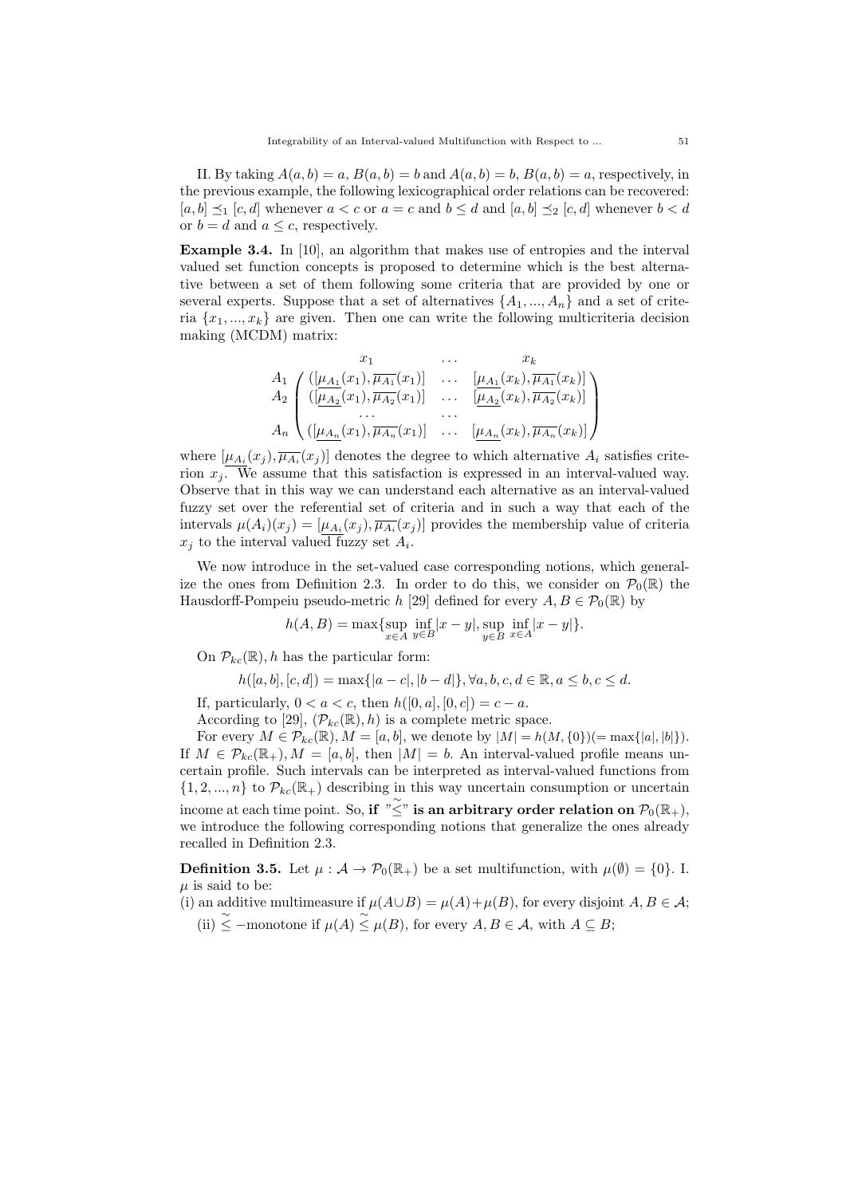II. By taking $A(a, b) = a$, $B(a, b) = b$ and $A(a, b) = b$, $B(a, b) = a$, respectively, in the previous example, the following lexicographical order relations can be recovered: $[a, b] \preceq_1 [c, d]$ whenever $a < c$ or $a = c$ and $b \leq d$ and $[a, b] \preceq_2 [c, d]$ whenever $b < d$ or $b = d$ and $a \leq c$, respectively.

**Example 3.4.** In [10], an algorithm that makes use of entropies and the interval valued set function concepts is proposed to determine which is the best alternative between a set of them following some criteria that are provided by one or several experts. Suppose that a set of alternatives $\{A_1, ..., A_n\}$ and a set of criteria $\{x_1, ..., x_k\}$ are given. Then one can write the following multicriteria decision making (MCDM) matrix:

$$\begin{array}{c} \\ A_1 \\ A_2 \\ \\ A_n \end{array} \begin{array}{c} \begin{array}{ccc} x_1 & \dots & x_k \end{array} \\ \left( \begin{array}{ccc} ([\underline{\mu_{A_1}}(x_1), \overline{\mu_{A_1}}(x_1)] & \dots & [\underline{\mu_{A_1}}(x_k), \overline{\mu_{A_1}}(x_k)] \\ ([\underline{\mu_{A_2}}(x_1), \overline{\mu_{A_2}}(x_1)] & \dots & [\underline{\mu_{A_2}}(x_k), \overline{\mu_{A_2}}(x_k)] \\ \dots & \dots & \\ ([\underline{\mu_{A_n}}(x_1), \overline{\mu_{A_n}}(x_1)] & \dots & [\underline{\mu_{A_n}}(x_k), \overline{\mu_{A_n}}(x_k)] \end{array} \right) \end{array}$$

where $[\underline{\mu_{A_i}}(x_j), \overline{\mu_{A_i}}(x_j)]$ denotes the degree to which alternative $A_i$ satisfies criterion $x_j$. We assume that this satisfaction is expressed in an interval-valued way. Observe that in this way we can understand each alternative as an interval-valued fuzzy set over the referential set of criteria and in such a way that each of the intervals $\mu(A_i)(x_j) = [\underline{\mu_{A_i}}(x_j), \overline{\mu_{A_i}}(x_j)]$ provides the membership value of criteria $x_j$ to the interval valued fuzzy set $A_i$.

We now introduce in the set-valued case corresponding notions, which generalize the ones from Definition 2.3. In order to do this, we consider on $\mathcal{P}_0(\mathbb{R})$ the Hausdorff-Pompeiu pseudo-metric $h$ [29] defined for every $A, B \in \mathcal{P}_0(\mathbb{R})$ by

$$h(A, B) = \max\{\sup_{x \in A} \inf_{y \in B} |x - y|, \sup_{y \in B} \inf_{x \in A} |x - y|\}.$$

On $\mathcal{P}_{kc}(\mathbb{R}), h$ has the particular form:

$$h([a, b], [c, d]) = \max\{|a - c|, |b - d|\}, \forall a, b, c, d \in \mathbb{R}, a \leq b, c \leq d.$$

If, particularly, $0 < a < c$, then $h([0, a], [0, c]) = c - a$.

According to [29], $(\mathcal{P}_{kc}(\mathbb{R}), h)$ is a complete metric space.

For every $M \in \mathcal{P}_{kc}(\mathbb{R}), M = [a, b]$, we denote by $|M| = h(M, \{0\}) (= \max\{|a|, |b|\})$. If $M \in \mathcal{P}_{kc}(\mathbb{R}_+), M = [a, b]$, then $|M| = b$. An interval-valued profile means uncertain profile. Such intervals can be interpreted as interval-valued functions from $\{1, 2, ..., n\}$ to $\mathcal{P}_{kc}(\mathbb{R}_+)$ describing in this way uncertain consumption or uncertain income at each time point. So, **if "$\widetilde{\leq}$" is an arbitrary order relation on** $\mathcal{P}_0(\mathbb{R}_+)$, we introduce the following corresponding notions that generalize the ones already recalled in Definition 2.3.

**Definition 3.5.** Let $\mu : \mathcal{A} \to \mathcal{P}_0(\mathbb{R}_+)$ be a set multifunction, with $\mu(\emptyset) = \{0\}$. I. $\mu$ is said to be:

(i) an additive multimeasure if $\mu(A \cup B) = \mu(A) + \mu(B)$, for every disjoint $A, B \in \mathcal{A}$;

(ii) $\widetilde{\leq}$ $-$monotone if $\mu(A) \widetilde{\leq} \mu(B)$, for every $A, B \in \mathcal{A}$, with $A \subseteq B$;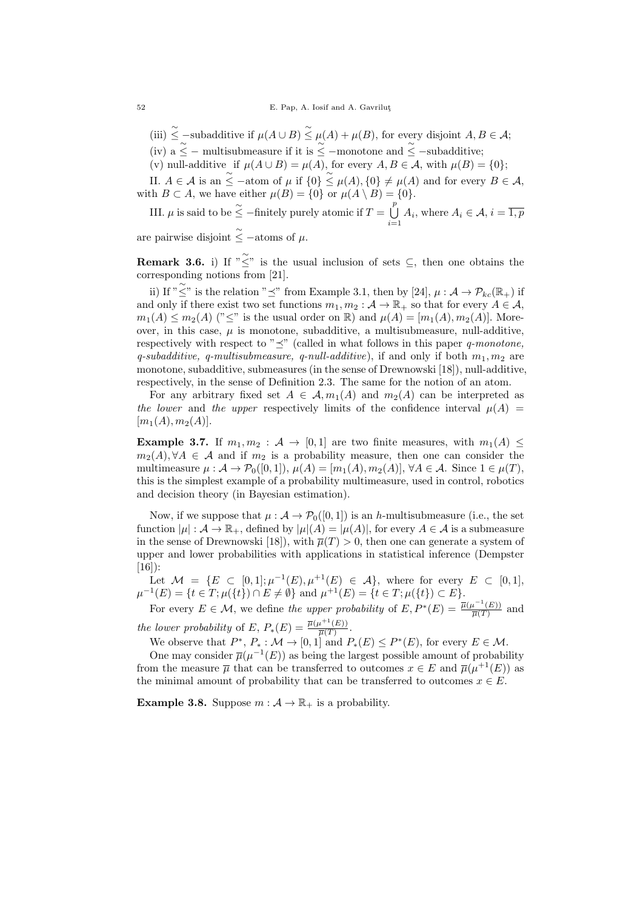(iii) $\widetilde{\leq}$ −subadditive if $\mu(A \cup B) \widetilde{\leq} \mu(A) + \mu(B)$, for every disjoint $A, B \in \mathcal{A}$;

(iv) a $\widetilde{\leq}$ − multisubmeasure if it is $\widetilde{\leq}$ −monotone and $\widetilde{\leq}$ −subadditive;

(v) null-additive if $\mu(A \cup B) = \mu(A)$, for every $A, B \in \mathcal{A}$, with $\mu(B) = \{0\}$;

II. $A \in \mathcal{A}$ is an $\widetilde{\leq}$ −atom of $\mu$ if $\{0\} \widetilde{\leq} \mu(A), \{0\} \neq \mu(A)$ and for every $B \in \mathcal{A}$, with $B \subset A$, we have either $\mu(B) = \{0\}$ or $\mu(A \setminus B) = \{0\}$.

III. $\mu$ is said to be $\widetilde{\leq}$ −finitely purely atomic if $T = \bigcup_{i=1}^{p} A_i$, where $A_i \in \mathcal{A}$, $i = \overline{1,p}$ are pairwise disjoint $\widetilde{\leq}$ −atoms of $\mu$.

**Remark 3.6.** i) If "$\widetilde{\leq}$" is the usual inclusion of sets $\subseteq$, then one obtains the corresponding notions from [21].

ii) If "$\widetilde{\leq}$" is the relation "$\preceq$" from Example 3.1, then by [24], $\mu : \mathcal{A} \to \mathcal{P}_{kc}(\mathbb{R}_+)$ if and only if there exist two set functions $m_1, m_2 : \mathcal{A} \to \mathbb{R}_+$ so that for every $A \in \mathcal{A}$, $m_1(A) \leq m_2(A)$ ("$\leq$" is the usual order on $\mathbb{R}$) and $\mu(A) = [m_1(A), m_2(A)]$. Moreover, in this case, $\mu$ is monotone, subadditive, a multisubmeasure, null-additive, respectively with respect to "$\preceq$" (called in what follows in this paper *q-monotone, q-subadditive, q-multisubmeasure, q-null-additive*), if and only if both $m_1, m_2$ are monotone, subadditive, submeasures (in the sense of Drewnowski [18]), null-additive, respectively, in the sense of Definition 2.3. The same for the notion of an atom.

For any arbitrary fixed set $A \in \mathcal{A}, m_1(A)$ and $m_2(A)$ can be interpreted as *the lower* and *the upper* respectively limits of the confidence interval $\mu(A) = [m_1(A), m_2(A)]$.

**Example 3.7.** If $m_1, m_2 : \mathcal{A} \to [0,1]$ are two finite measures, with $m_1(A) \leq m_2(A), \forall A \in \mathcal{A}$ and if $m_2$ is a probability measure, then one can consider the multimeasure $\mu : \mathcal{A} \to \mathcal{P}_0([0,1])$, $\mu(A) = [m_1(A), m_2(A)]$, $\forall A \in \mathcal{A}$. Since $1 \in \mu(T)$, this is the simplest example of a probability multimeasure, used in control, robotics and decision theory (in Bayesian estimation).

Now, if we suppose that $\mu : \mathcal{A} \to \mathcal{P}_0([0,1])$ is an $h$-multisubmeasure (i.e., the set function $|\mu| : \mathcal{A} \to \mathbb{R}_+$, defined by $|\mu|(A) = |\mu(A)|$, for every $A \in \mathcal{A}$ is a submeasure in the sense of Drewnowski [18]), with $\overline{\mu}(T) > 0$, then one can generate a system of upper and lower probabilities with applications in statistical inference (Dempster [16]):

Let $\mathcal{M} = \{E \subset [0,1]; \mu^{-1}(E), \mu^{+1}(E) \in \mathcal{A}\}$, where for every $E \subset [0,1]$, $\mu^{-1}(E) = \{t \in T; \mu(\{t\}) \cap E \neq \emptyset\}$ and $\mu^{+1}(E) = \{t \in T; \mu(\{t\}) \subset E\}$.

For every $E \in \mathcal{M}$, we define *the upper probability* of $E$, $P^*(E) = \frac{\overline{\mu}(\mu^{-1}(E))}{\overline{\mu}(T)}$ and *the lower probability* of $E$, $P_*(E) = \frac{\overline{\mu}(\mu^{+1}(E))}{\overline{\mu}(T)}$.

We observe that $P^*$, $P_* : \mathcal{M} \to [0,1]$ and $P_*(E) \leq P^*(E)$, for every $E \in \mathcal{M}$.

One may consider $\overline{\mu}(\mu^{-1}(E))$ as being the largest possible amount of probability from the measure $\overline{\mu}$ that can be transferred to outcomes $x \in E$ and $\overline{\mu}(\mu^{+1}(E))$ as the minimal amount of probability that can be transferred to outcomes $x \in E$.

**Example 3.8.** Suppose $m : \mathcal{A} \to \mathbb{R}_+$ is a probability.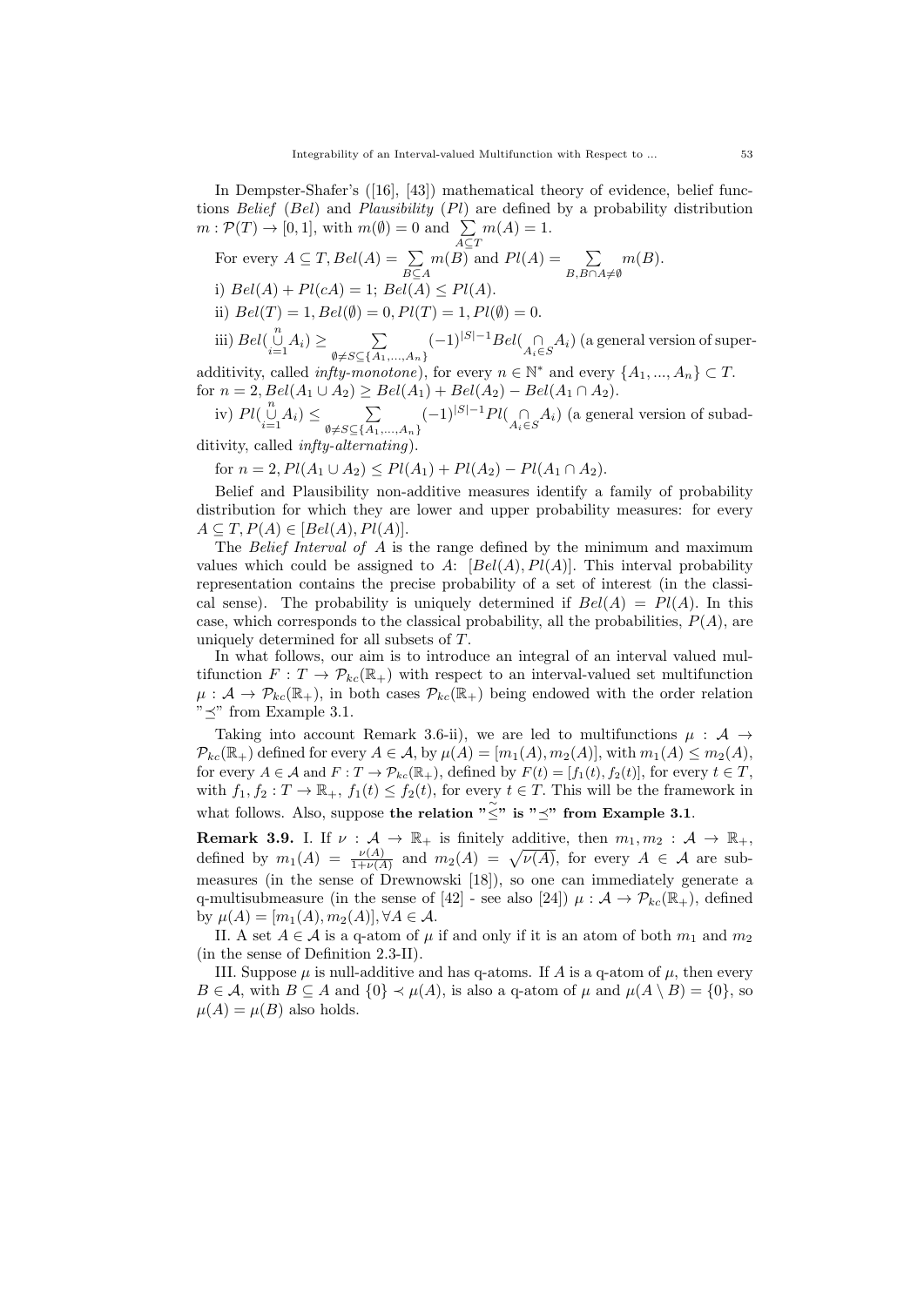In Dempster-Shafer's ([16], [43]) mathematical theory of evidence, belief functions *Belief* ($Bel$) and *Plausibility* ($Pl$) are defined by a probability distribution $m : \mathcal{P}(T) \to [0, 1]$, with $m(\emptyset) = 0$ and $\sum\limits_{A \subseteq T} m(A) = 1$.

For every $A \subseteq T, Bel(A) = \sum\limits_{B \subseteq A} m(B)$ and $Pl(A) = \sum\limits_{B, B \cap A \neq \emptyset} m(B)$.

i) $Bel(A) + Pl(cA) = 1$; $Bel(A) \leq Pl(A)$.

ii) $Bel(T) = 1, Bel(\emptyset) = 0, Pl(T) = 1, Pl(\emptyset) = 0$.

iii) $Bel(\bigcup\limits_{i=1}^{n} A_i) \geq \sum\limits_{\emptyset \neq S \subseteq \{A_1,...,A_n\}} (-1)^{|S|-1} Bel(\bigcap\limits_{A_i \in S} A_i)$ (a general version of superadditivity, called *infty-monotone*), for every $n \in \mathbb{N}^*$ and every $\{A_1, ..., A_n\} \subset T$. for $n = 2, Bel(A_1 \cup A_2) \geq Bel(A_1) + Bel(A_2) - Bel(A_1 \cap A_2)$.

iv) $Pl(\bigcup\limits_{i=1}^{n} A_i) \leq \sum\limits_{\emptyset \neq S \subseteq \{A_1,...,A_n\}} (-1)^{|S|-1} Pl(\bigcap\limits_{A_i \in S} A_i)$ (a general version of subadditivity, called *infty-alternating*).

for $n = 2, Pl(A_1 \cup A_2) \leq Pl(A_1) + Pl(A_2) - Pl(A_1 \cap A_2)$.

Belief and Plausibility non-additive measures identify a family of probability distribution for which they are lower and upper probability measures: for every $A \subseteq T, P(A) \in [Bel(A), Pl(A)]$.

The *Belief Interval of* $A$ is the range defined by the minimum and maximum values which could be assigned to $A$: $[Bel(A), Pl(A)]$. This interval probability representation contains the precise probability of a set of interest (in the classical sense). The probability is uniquely determined if $Bel(A) = Pl(A)$. In this case, which corresponds to the classical probability, all the probabilities, $P(A)$, are uniquely determined for all subsets of $T$.

In what follows, our aim is to introduce an integral of an interval valued multifunction $F : T \to \mathcal{P}_{kc}(\mathbb{R}_+)$ with respect to an interval-valued set multifunction $\mu : \mathcal{A} \to \mathcal{P}_{kc}(\mathbb{R}_+)$, in both cases $\mathcal{P}_{kc}(\mathbb{R}_+)$ being endowed with the order relation "$\preceq$" from Example 3.1.

Taking into account Remark 3.6-ii), we are led to multifunctions $\mu : \mathcal{A} \to \mathcal{P}_{kc}(\mathbb{R}_+)$ defined for every $A \in \mathcal{A}$, by $\mu(A) = [m_1(A), m_2(A)]$, with $m_1(A) \leq m_2(A)$, for every $A \in \mathcal{A}$ and $F : T \to \mathcal{P}_{kc}(\mathbb{R}_+)$, defined by $F(t) = [f_1(t), f_2(t)]$, for every $t \in T$, with $f_1, f_2 : T \to \mathbb{R}_+$, $f_1(t) \leq f_2(t)$, for every $t \in T$. This will be the framework in what follows. Also, suppose **the relation "$\tilde{\leq}$" is "$\preceq$" from Example 3.1**.

**Remark 3.9.** I. If $\nu : \mathcal{A} \to \mathbb{R}_+$ is finitely additive, then $m_1, m_2 : \mathcal{A} \to \mathbb{R}_+$, defined by $m_1(A) = \frac{\nu(A)}{1+\nu(A)}$ and $m_2(A) = \sqrt{\nu(A)}$, for every $A \in \mathcal{A}$ are submeasures (in the sense of Drewnowski [18]), so one can immediately generate a q-multisubmeasure (in the sense of [42] - see also [24]) $\mu : \mathcal{A} \to \mathcal{P}_{kc}(\mathbb{R}_+)$, defined by $\mu(A) = [m_1(A), m_2(A)], \forall A \in \mathcal{A}$.

II. A set $A \in \mathcal{A}$ is a q-atom of $\mu$ if and only if it is an atom of both $m_1$ and $m_2$ (in the sense of Definition 2.3-II).

III. Suppose $\mu$ is null-additive and has q-atoms. If $A$ is a q-atom of $\mu$, then every $B \in \mathcal{A}$, with $B \subseteq A$ and $\{0\} \prec \mu(A)$, is also a q-atom of $\mu$ and $\mu(A \setminus B) = \{0\}$, so $\mu(A) = \mu(B)$ also holds.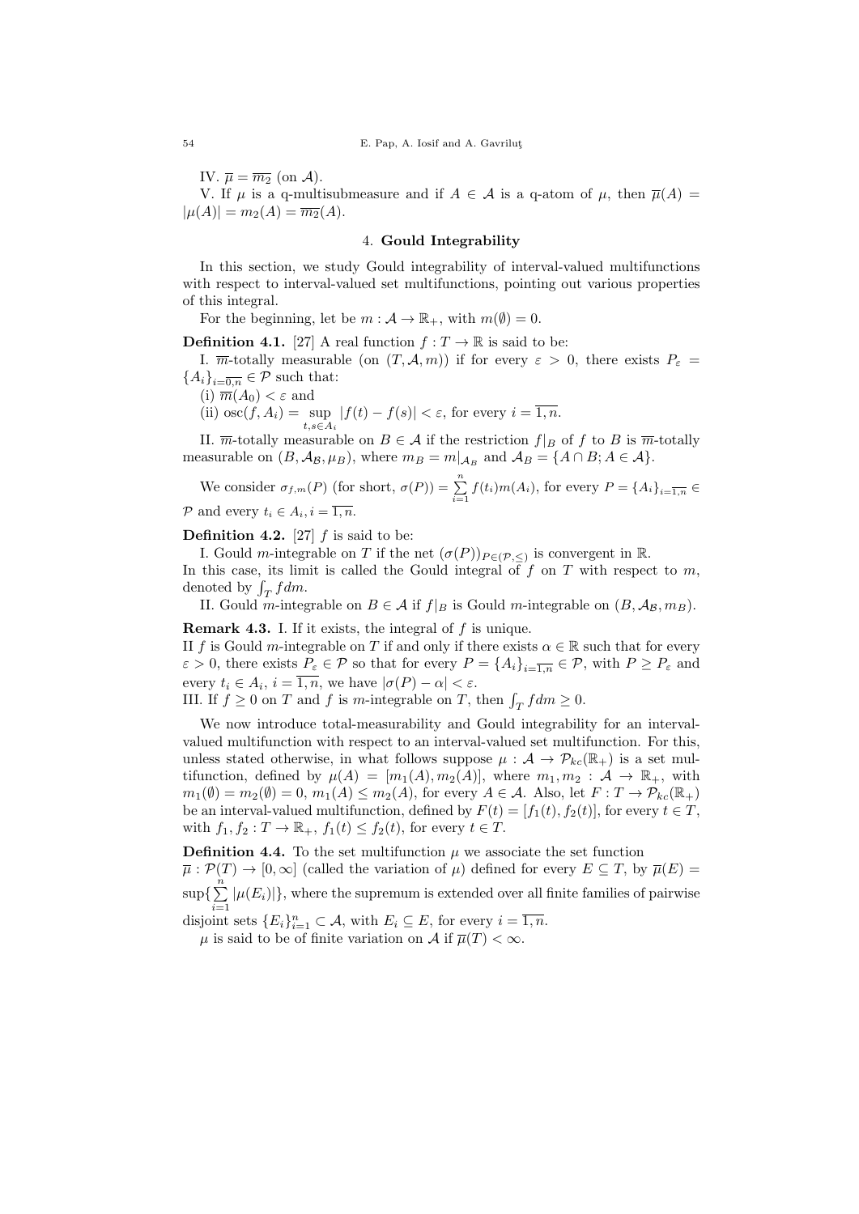IV. $\overline{\mu} = \overline{m_2}$ (on $\mathcal{A}$).

V. If $\mu$ is a q-multisubmeasure and if $A \in \mathcal{A}$ is a q-atom of $\mu$, then $\overline{\mu}(A) = |\mu(A)| = m_2(A) = \overline{m_2}(A)$.

## 4. **Gould Integrability**

In this section, we study Gould integrability of interval-valued multifunctions with respect to interval-valued set multifunctions, pointing out various properties of this integral.

For the beginning, let be $m : \mathcal{A} \to \mathbb{R}_+$, with $m(\emptyset) = 0$.

**Definition 4.1.** [27] A real function $f : T \to \mathbb{R}$ is said to be:

I. $\overline{m}$-totally measurable (on $(T, \mathcal{A}, m)$) if for every $\varepsilon > 0$, there exists $P_\varepsilon = \{A_i\}_{i=\overline{0,n}} \in \mathcal{P}$ such that:

(i) $\overline{m}(A_0) < \varepsilon$ and

(ii) $\operatorname{osc}(f, A_i) = \sup\limits_{t,s \in A_i} |f(t) - f(s)| < \varepsilon$, for every $i = \overline{1, n}$.

II. $\overline{m}$-totally measurable on $B \in \mathcal{A}$ if the restriction $f|_B$ of $f$ to $B$ is $\overline{m}$-totally measurable on $(B, \mathcal{A}_\mathcal{B}, \mu_B)$, where $m_B = m|_{\mathcal{A}_B}$ and $\mathcal{A}_B = \{A \cap B; A \in \mathcal{A}\}$.

We consider $\sigma_{f,m}(P)$ (for short, $\sigma(P)) = \sum\limits_{i=1}^{n} f(t_i)m(A_i)$, for every $P = \{A_i\}_{i=\overline{1,n}} \in \mathcal{P}$ and every $t_i \in A_i, i = \overline{1, n}$.

**Definition 4.2.** [27] $f$ is said to be:

I. Gould $m$-integrable on $T$ if the net $(\sigma(P))_{P \in (\mathcal{P}, \leq)}$ is convergent in $\mathbb{R}$.
In this case, its limit is called the Gould integral of $f$ on $T$ with respect to $m$, denoted by $\int_T f dm$.

II. Gould $m$-integrable on $B \in \mathcal{A}$ if $f|_B$ is Gould $m$-integrable on $(B, \mathcal{A}_\mathcal{B}, m_B)$.

**Remark 4.3.** I. If it exists, the integral of $f$ is unique.
II $f$ is Gould $m$-integrable on $T$ if and only if there exists $\alpha \in \mathbb{R}$ such that for every $\varepsilon > 0$, there exists $P_\varepsilon \in \mathcal{P}$ so that for every $P = \{A_i\}_{i=\overline{1,n}} \in \mathcal{P}$, with $P \geq P_\varepsilon$ and every $t_i \in A_i$, $i = \overline{1, n}$, we have $|\sigma(P) - \alpha| < \varepsilon$.
III. If $f \geq 0$ on $T$ and $f$ is $m$-integrable on $T$, then $\int_T f dm \geq 0$.

We now introduce total-measurability and Gould integrability for an interval-valued multifunction with respect to an interval-valued set multifunction. For this, unless stated otherwise, in what follows suppose $\mu : \mathcal{A} \to \mathcal{P}_{kc}(\mathbb{R}_+)$ is a set multifunction, defined by $\mu(A) = [m_1(A), m_2(A)]$, where $m_1, m_2 : \mathcal{A} \to \mathbb{R}_+$, with $m_1(\emptyset) = m_2(\emptyset) = 0$, $m_1(A) \leq m_2(A)$, for every $A \in \mathcal{A}$. Also, let $F : T \to \mathcal{P}_{kc}(\mathbb{R}_+)$ be an interval-valued multifunction, defined by $F(t) = [f_1(t), f_2(t)]$, for every $t \in T$, with $f_1, f_2 : T \to \mathbb{R}_+$, $f_1(t) \leq f_2(t)$, for every $t \in T$.

**Definition 4.4.** To the set multifunction $\mu$ we associate the set function $\overline{\mu} : \mathcal{P}(T) \to [0, \infty]$ (called the variation of $\mu$) defined for every $E \subseteq T$, by $\overline{\mu}(E) = \sup\{\sum\limits_{i=1}^{n} |\mu(E_i)|\}$, where the supremum is extended over all finite families of pairwise disjoint sets $\{E_i\}_{i=1}^n \subset \mathcal{A}$, with $E_i \subseteq E$, for every $i = \overline{1, n}$.

$\mu$ is said to be of finite variation on $\mathcal{A}$ if $\overline{\mu}(T) < \infty$.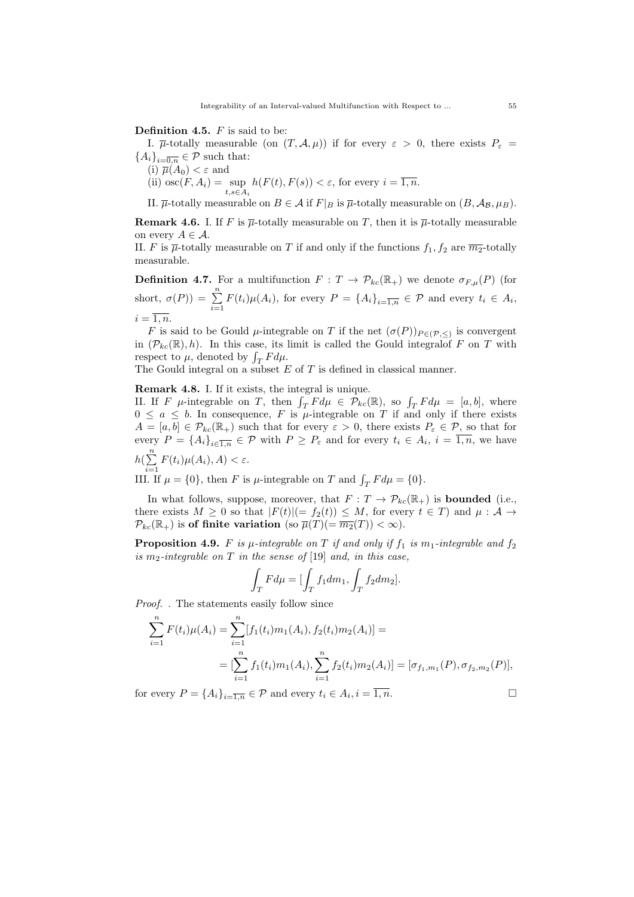**Definition 4.5.** $F$ is said to be:

I. $\overline{\mu}$-totally measurable (on $(T, \mathcal{A}, \mu)$) if for every $\varepsilon > 0$, there exists $P_\varepsilon = \{A_i\}_{i=\overline{0,n}} \in \mathcal{P}$ such that:

(i) $\overline{\mu}(A_0) < \varepsilon$ and

(ii) $\operatorname{osc}(F, A_i) = \sup\limits_{t,s \in A_i} h(F(t), F(s)) < \varepsilon$, for every $i = \overline{1,n}$.

II. $\overline{\mu}$-totally measurable on $B \in \mathcal{A}$ if $F|_B$ is $\overline{\mu}$-totally measurable on $(B, \mathcal{A}_\mathcal{B}, \mu_B)$.

**Remark 4.6.** I. If $F$ is $\overline{\mu}$-totally measurable on $T$, then it is $\overline{\mu}$-totally measurable on every $A \in \mathcal{A}$.

II. $F$ is $\overline{\mu}$-totally measurable on $T$ if and only if the functions $f_1, f_2$ are $\overline{m_2}$-totally measurable.

**Definition 4.7.** For a multifunction $F : T \to \mathcal{P}_{kc}(\mathbb{R}_+)$ we denote $\sigma_{F,\mu}(P)$ (for short, $\sigma(P)) = \sum\limits_{i=1}^{n} F(t_i)\mu(A_i)$, for every $P = \{A_i\}_{i=\overline{1,n}} \in \mathcal{P}$ and every $t_i \in A_i$, $i = \overline{1,n}$.

$F$ is said to be Gould $\mu$-integrable on $T$ if the net $(\sigma(P))_{P \in (\mathcal{P}, \leq)}$ is convergent in $(\mathcal{P}_{kc}(\mathbb{R}), h)$. In this case, its limit is called the Gould integralof $F$ on $T$ with respect to $\mu$, denoted by $\int_T F d\mu$.

The Gould integral on a subset $E$ of $T$ is defined in classical manner.

**Remark 4.8.** I. If it exists, the integral is unique.

II. If $F$ $\mu$-integrable on $T$, then $\int_T F d\mu \in \mathcal{P}_{kc}(\mathbb{R})$, so $\int_T F d\mu = [a, b]$, where $0 \leq a \leq b$. In consequence, $F$ is $\mu$-integrable on $T$ if and only if there exists $A = [a, b] \in \mathcal{P}_{kc}(\mathbb{R}_+)$ such that for every $\varepsilon > 0$, there exists $P_\varepsilon \in \mathcal{P}$, so that for every $P = \{A_i\}_{i \in \overline{1,n}} \in \mathcal{P}$ with $P \geq P_\varepsilon$ and for every $t_i \in A_i$, $i = \overline{1,n}$, we have $h(\sum\limits_{i=1}^{n} F(t_i)\mu(A_i), A) < \varepsilon$.

III. If $\mu = \{0\}$, then $F$ is $\mu$-integrable on $T$ and $\int_T F d\mu = \{0\}$.

In what follows, suppose, moreover, that $F : T \to \mathcal{P}_{kc}(\mathbb{R}_+)$ is **bounded** (i.e., there exists $M \geq 0$ so that $|F(t)|(= f_2(t)) \leq M$, for every $t \in T$) and $\mu : \mathcal{A} \to \mathcal{P}_{kc}(\mathbb{R}_+)$ is **of finite variation** (so $\overline{\mu}(T)(= \overline{m_2}(T)) < \infty$).

**Proposition 4.9.** *$F$ is $\mu$-integrable on $T$ if and only if $f_1$ is $m_1$-integrable and $f_2$ is $m_2$-integrable on $T$ in the sense of* [19] *and, in this case,*

$$\int_T F d\mu = [\int_T f_1 dm_1, \int_T f_2 dm_2].$$

*Proof.* . The statements easily follow since

$$\sum_{i=1}^{n} F(t_i)\mu(A_i) = \sum_{i=1}^{n} [f_1(t_i)m_1(A_i), f_2(t_i)m_2(A_i)] =$$

$$= [\sum_{i=1}^{n} f_1(t_i)m_1(A_i), \sum_{i=1}^{n} f_2(t_i)m_2(A_i)] = [\sigma_{f_1,m_1}(P), \sigma_{f_2,m_2}(P)],$$

for every $P = \{A_i\}_{i=\overline{1,n}} \in \mathcal{P}$ and every $t_i \in A_i, i = \overline{1,n}$. $\square$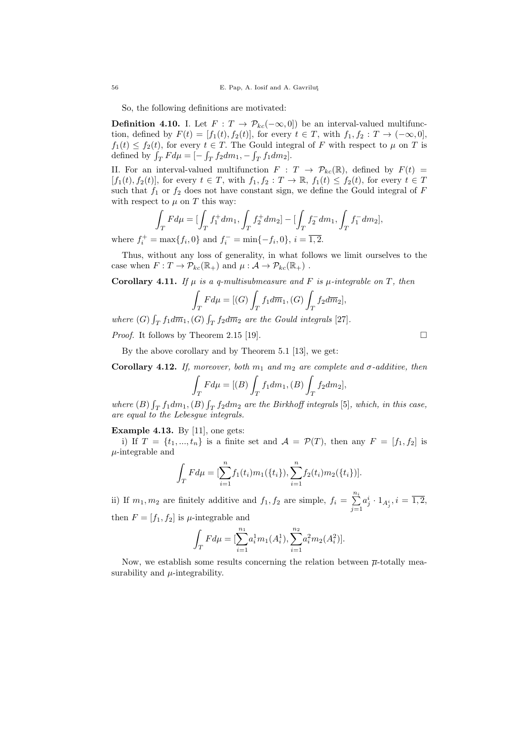So, the following definitions are motivated:

**Definition 4.10.** I. Let $F : T \to \mathcal{P}_{kc}(-\infty, 0])$ be an interval-valued multifunction, defined by $F(t) = [f_1(t), f_2(t)]$, for every $t \in T$, with $f_1, f_2 : T \to (-\infty, 0]$, $f_1(t) \leq f_2(t)$, for every $t \in T$. The Gould integral of $F$ with respect to $\mu$ on $T$ is defined by $\int_T F d\mu = [-\int_T f_2 dm_1, -\int_T f_1 dm_2]$.

II. For an interval-valued multifunction $F : T \to \mathcal{P}_{kc}(\mathbb{R})$, defined by $F(t) = [f_1(t), f_2(t)]$, for every $t \in T$, with $f_1, f_2 : T \to \mathbb{R}$, $f_1(t) \leq f_2(t)$, for every $t \in T$ such that $f_1$ or $f_2$ does not have constant sign, we define the Gould integral of $F$ with respect to $\mu$ on $T$ this way:

$$\int_T F d\mu = [\int_T f_1^+ dm_1, \int_T f_2^+ dm_2] - [\int_T f_2^- dm_1, \int_T f_1^- dm_2],$$

where $f_i^+ = \max\{f_i, 0\}$ and $f_i^- = \min\{-f_i, 0\}$, $i = \overline{1,2}$.

Thus, without any loss of generality, in what follows we limit ourselves to the case when $F : T \to \mathcal{P}_{kc}(\mathbb{R}_+)$ and $\mu : \mathcal{A} \to \mathcal{P}_{kc}(\mathbb{R}_+)$ .

**Corollary 4.11.** *If $\mu$ is a q-multisubmeasure and $F$ is $\mu$-integrable on $T$, then*

$$\int_T F d\mu = [(G) \int_T f_1 d\overline{m}_1, (G) \int_T f_2 d\overline{m}_2],$$

*where $(G) \int_T f_1 d\overline{m}_1, (G) \int_T f_2 d\overline{m}_2$ are the Gould integrals* [27].

*Proof.* It follows by Theorem 2.15 [19]. □

By the above corollary and by Theorem 5.1 [13], we get:

**Corollary 4.12.** *If, moreover, both $m_1$ and $m_2$ are complete and $\sigma$-additive, then*

$$\int_T F d\mu = [(B) \int_T f_1 dm_1, (B) \int_T f_2 dm_2],$$

*where $(B) \int_T f_1 dm_1, (B) \int_T f_2 dm_2$ are the Birkhoff integrals* [5]*, which, in this case, are equal to the Lebesgue integrals.*

**Example 4.13.** By [11], one gets:

i) If $T = \{t_1, ..., t_n\}$ is a finite set and $\mathcal{A} = \mathcal{P}(T)$, then any $F = [f_1, f_2]$ is $\mu$-integrable and

$$\int_T F d\mu = [\sum_{i=1}^{n} f_1(t_i) m_1(\{t_i\}), \sum_{i=1}^{n} f_2(t_i) m_2(\{t_i\})].$$

ii) If $m_1, m_2$ are finitely additive and $f_1, f_2$ are simple, $f_i = \sum_{j=1}^{n_i} a_j^i \cdot 1_{A_j^i}, i = \overline{1,2}$, then $F = [f_1, f_2]$ is $\mu$-integrable and

$$\int_T F d\mu = [\sum_{i=1}^{n_1} a_i^1 m_1(A_i^1), \sum_{i=1}^{n_2} a_i^2 m_2(A_i^2)].$$

Now, we establish some results concerning the relation between $\overline{\mu}$-totally measurability and $\mu$-integrability.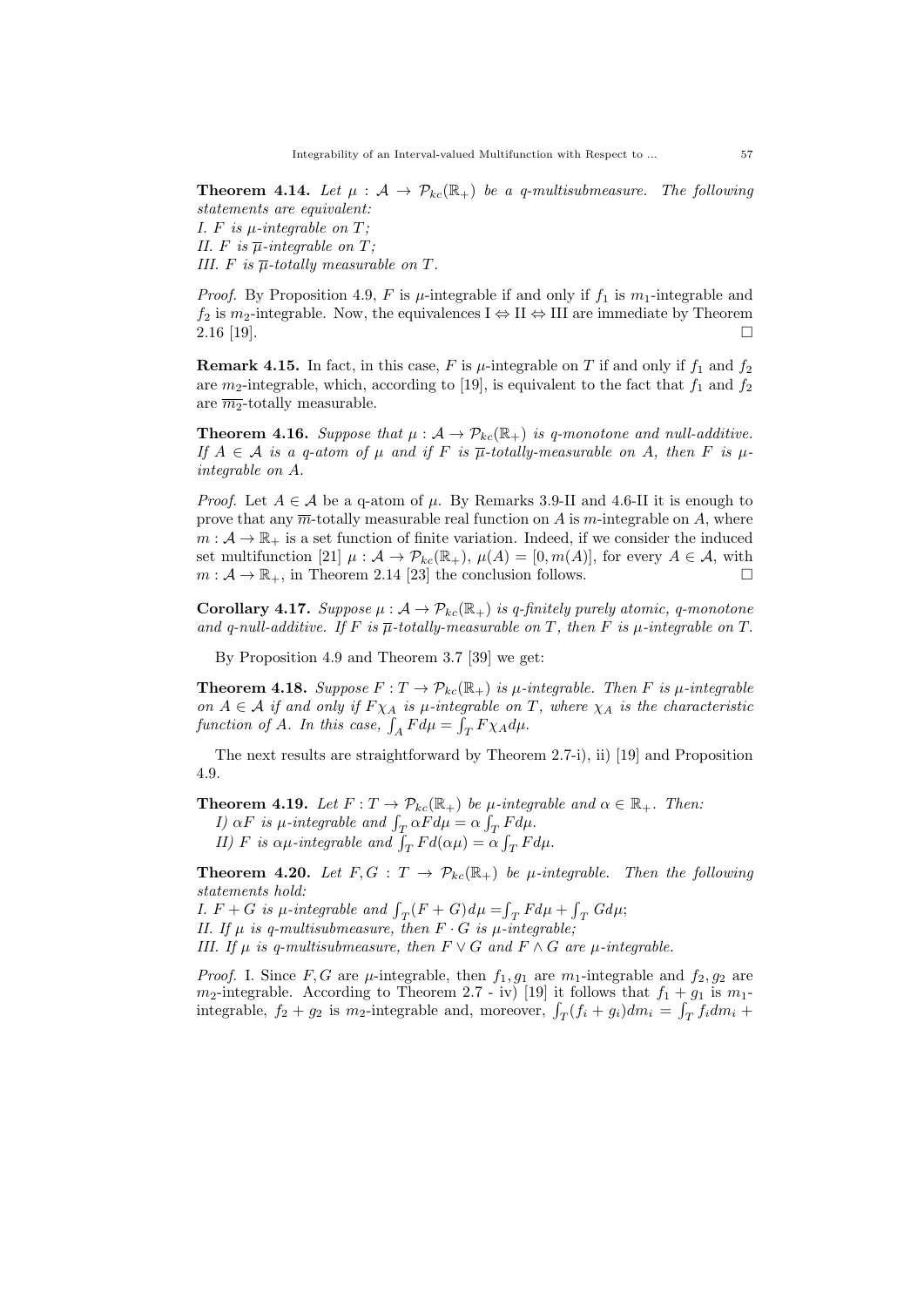**Theorem 4.14.** *Let $\mu : \mathcal{A} \to \mathcal{P}_{kc}(\mathbb{R}_+)$ be a q-multisubmeasure. The following statements are equivalent:*
*I. $F$ is $\mu$-integrable on $T$;*
*II. $F$ is $\overline{\mu}$-integrable on $T$;*
*III. $F$ is $\overline{\mu}$-totally measurable on $T$.*

*Proof.* By Proposition 4.9, $F$ is $\mu$-integrable if and only if $f_1$ is $m_1$-integrable and $f_2$ is $m_2$-integrable. Now, the equivalences I $\Leftrightarrow$ II $\Leftrightarrow$ III are immediate by Theorem 2.16 [19]. □

**Remark 4.15.** In fact, in this case, $F$ is $\mu$-integrable on $T$ if and only if $f_1$ and $f_2$ are $m_2$-integrable, which, according to [19], is equivalent to the fact that $f_1$ and $f_2$ are $\overline{m_2}$-totally measurable.

**Theorem 4.16.** *Suppose that $\mu : \mathcal{A} \to \mathcal{P}_{kc}(\mathbb{R}_+)$ is q-monotone and null-additive. If $A \in \mathcal{A}$ is a q-atom of $\mu$ and if $F$ is $\overline{\mu}$-totally-measurable on $A$, then $F$ is $\mu$-integrable on $A$.*

*Proof.* Let $A \in \mathcal{A}$ be a q-atom of $\mu$. By Remarks 3.9-II and 4.6-II it is enough to prove that any $\overline{m}$-totally measurable real function on $A$ is $m$-integrable on $A$, where $m : \mathcal{A} \to \mathbb{R}_+$ is a set function of finite variation. Indeed, if we consider the induced set multifunction [21] $\mu : \mathcal{A} \to \mathcal{P}_{kc}(\mathbb{R}_+)$, $\mu(A) = [0, m(A)]$, for every $A \in \mathcal{A}$, with $m : \mathcal{A} \to \mathbb{R}_+$, in Theorem 2.14 [23] the conclusion follows. □

**Corollary 4.17.** *Suppose $\mu : \mathcal{A} \to \mathcal{P}_{kc}(\mathbb{R}_+)$ is q-finitely purely atomic, q-monotone and q-null-additive. If $F$ is $\overline{\mu}$-totally-measurable on $T$, then $F$ is $\mu$-integrable on $T$.*

By Proposition 4.9 and Theorem 3.7 [39] we get:

**Theorem 4.18.** *Suppose $F : T \to \mathcal{P}_{kc}(\mathbb{R}_+)$ is $\mu$-integrable. Then $F$ is $\mu$-integrable on $A \in \mathcal{A}$ if and only if $F\chi_A$ is $\mu$-integrable on $T$, where $\chi_A$ is the characteristic function of $A$. In this case, $\int_A F d\mu = \int_T F\chi_A d\mu$.*

The next results are straightforward by Theorem 2.7-i), ii) [19] and Proposition 4.9.

**Theorem 4.19.** *Let $F : T \to \mathcal{P}_{kc}(\mathbb{R}_+)$ be $\mu$-integrable and $\alpha \in \mathbb{R}_+$. Then:*
*I) $\alpha F$ is $\mu$-integrable and $\int_T \alpha F d\mu = \alpha \int_T F d\mu$.*
*II) $F$ is $\alpha\mu$-integrable and $\int_T F d(\alpha\mu) = \alpha \int_T F d\mu$.*

**Theorem 4.20.** *Let $F, G : T \to \mathcal{P}_{kc}(\mathbb{R}_+)$ be $\mu$-integrable. Then the following statements hold:*
*I. $F + G$ is $\mu$-integrable and $\int_T (F + G) d\mu = \int_T F d\mu + \int_T G d\mu$;*
*II. If $\mu$ is q-multisubmeasure, then $F \cdot G$ is $\mu$-integrable;*
*III. If $\mu$ is q-multisubmeasure, then $F \vee G$ and $F \wedge G$ are $\mu$-integrable.*

*Proof.* I. Since $F, G$ are $\mu$-integrable, then $f_1, g_1$ are $m_1$-integrable and $f_2, g_2$ are $m_2$-integrable. According to Theorem 2.7 - iv) [19] it follows that $f_1 + g_1$ is $m_1$-integrable, $f_2 + g_2$ is $m_2$-integrable and, moreover, $\int_T (f_i + g_i) dm_i = \int_T f_i dm_i +$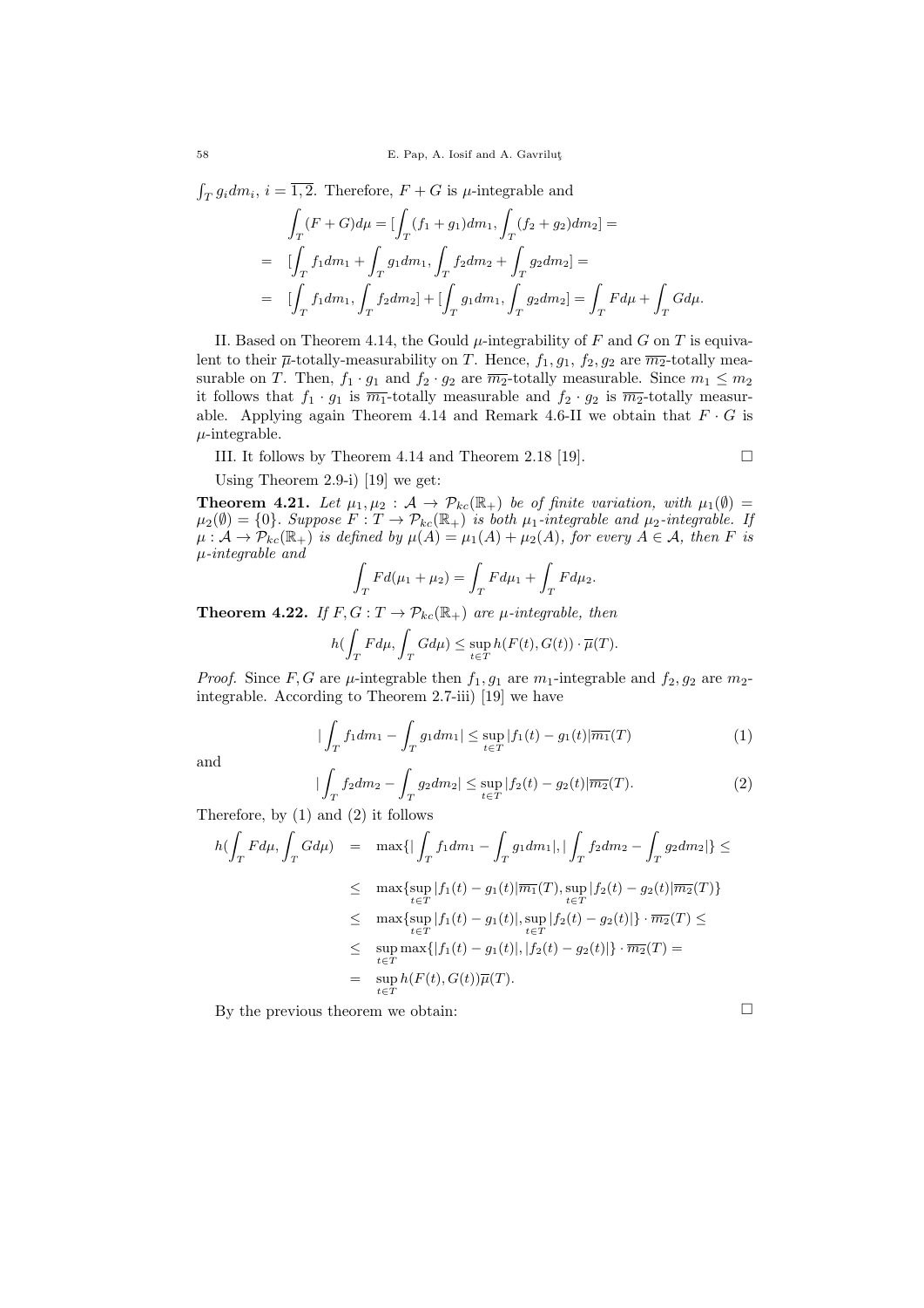$\int_T g_i dm_i$, $i = \overline{1,2}$. Therefore, $F + G$ is $\mu$-integrable and

$$
\begin{aligned}
\int_T (F+G)d\mu &= [\int_T (f_1+g_1)dm_1, \int_T (f_2+g_2)dm_2] = \\
&= [\int_T f_1 dm_1 + \int_T g_1 dm_1, \int_T f_2 dm_2 + \int_T g_2 dm_2] = \\
&= [\int_T f_1 dm_1, \int_T f_2 dm_2] + [\int_T g_1 dm_1, \int_T g_2 dm_2] = \int_T F d\mu + \int_T G d\mu.
\end{aligned}
$$

II. Based on Theorem 4.14, the Gould $\mu$-integrability of $F$ and $G$ on $T$ is equivalent to their $\overline{\mu}$-totally-measurability on $T$. Hence, $f_1, g_1, f_2, g_2$ are $\overline{m_2}$-totally measurable on $T$. Then, $f_1 \cdot g_1$ and $f_2 \cdot g_2$ are $\overline{m_2}$-totally measurable. Since $m_1 \leq m_2$ it follows that $f_1 \cdot g_1$ is $\overline{m_1}$-totally measurable and $f_2 \cdot g_2$ is $\overline{m_2}$-totally measurable. Applying again Theorem 4.14 and Remark 4.6-II we obtain that $F \cdot G$ is $\mu$-integrable.

III. It follows by Theorem 4.14 and Theorem 2.18 [19]. □

Using Theorem 2.9-i) [19] we get:

**Theorem 4.21.** *Let $\mu_1, \mu_2 : \mathcal{A} \to \mathcal{P}_{kc}(\mathbb{R}_+)$ be of finite variation, with $\mu_1(\emptyset) = \mu_2(\emptyset) = \{0\}$. Suppose $F : T \to \mathcal{P}_{kc}(\mathbb{R}_+)$ is both $\mu_1$-integrable and $\mu_2$-integrable. If $\mu : \mathcal{A} \to \mathcal{P}_{kc}(\mathbb{R}_+)$ is defined by $\mu(A) = \mu_1(A) + \mu_2(A)$, for every $A \in \mathcal{A}$, then $F$ is $\mu$-integrable and*

$$\int_T F d(\mu_1 + \mu_2) = \int_T F d\mu_1 + \int_T F d\mu_2.$$

**Theorem 4.22.** *If $F, G : T \to \mathcal{P}_{kc}(\mathbb{R}_+)$ are $\mu$-integrable, then*

$$h(\int_T F d\mu, \int_T G d\mu) \leq \sup_{t \in T} h(F(t), G(t)) \cdot \overline{\mu}(T).$$

*Proof.* Since $F, G$ are $\mu$-integrable then $f_1, g_1$ are $m_1$-integrable and $f_2, g_2$ are $m_2$-integrable. According to Theorem 2.7-iii) [19] we have

$$|\int_T f_1 dm_1 - \int_T g_1 dm_1| \leq \sup_{t \in T} |f_1(t) - g_1(t)| \overline{m_1}(T) \tag{1}$$

and

$$|\int_T f_2 dm_2 - \int_T g_2 dm_2| \leq \sup_{t \in T} |f_2(t) - g_2(t)| \overline{m_2}(T). \tag{2}$$

Therefore, by (1) and (2) it follows

$$
\begin{aligned}
h(\int_T F d\mu, \int_T G d\mu) &= \max\{|\int_T f_1 dm_1 - \int_T g_1 dm_1|, |\int_T f_2 dm_2 - \int_T g_2 dm_2|\} \leq \\
&\leq \max\{\sup_{t \in T} |f_1(t) - g_1(t)| \overline{m_1}(T), \sup_{t \in T} |f_2(t) - g_2(t)| \overline{m_2}(T)\} \\
&\leq \max\{\sup_{t \in T} |f_1(t) - g_1(t)|, \sup_{t \in T} |f_2(t) - g_2(t)|\} \cdot \overline{m_2}(T) \leq \\
&\leq \sup_{t \in T} \max\{|f_1(t) - g_1(t)|, |f_2(t) - g_2(t)|\} \cdot \overline{m_2}(T) = \\
&= \sup_{t \in T} h(F(t), G(t)) \overline{\mu}(T).
\end{aligned}
$$

By the previous theorem we obtain: □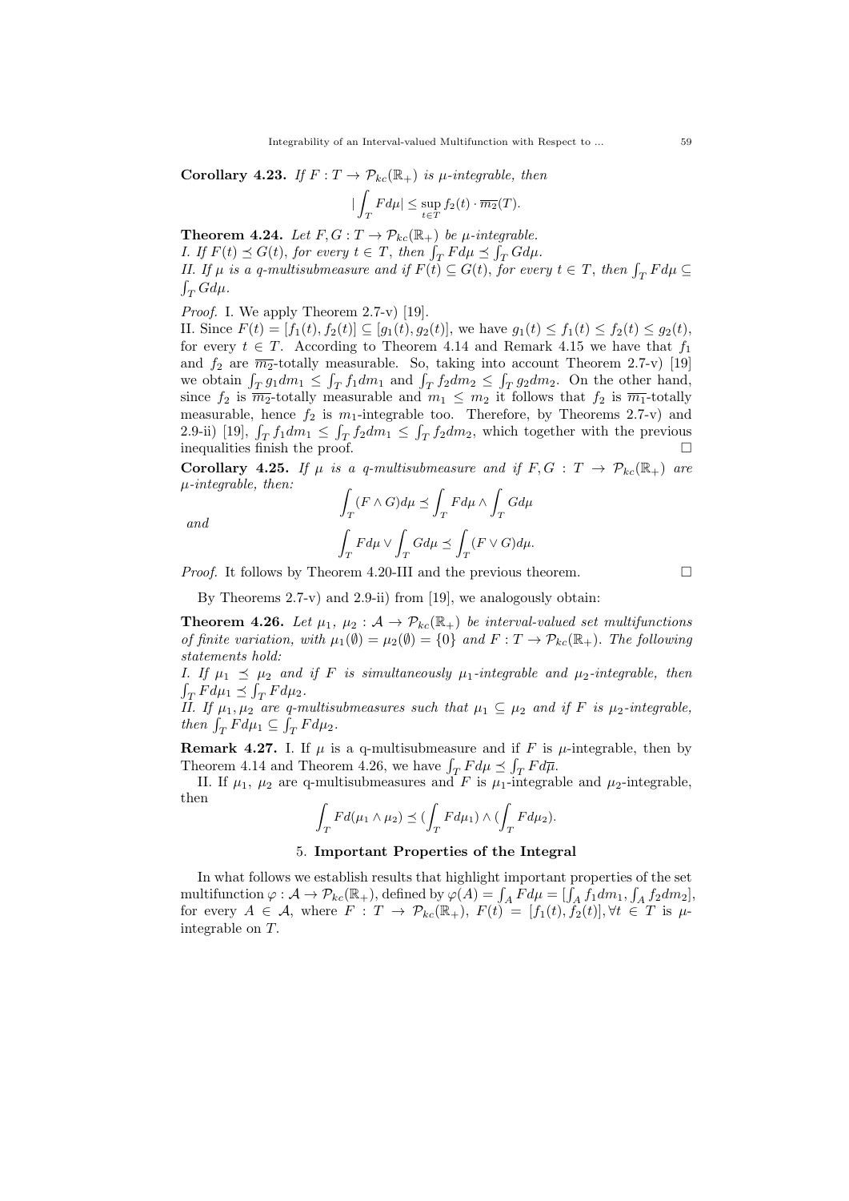**Corollary 4.23.** *If $F : T \to \mathcal{P}_{kc}(\mathbb{R}_+)$ is $\mu$-integrable, then*

$$|\int_T F d\mu| \leq \sup_{t \in T} f_2(t) \cdot \overline{m_2}(T).$$

**Theorem 4.24.** *Let $F, G : T \to \mathcal{P}_{kc}(\mathbb{R}_+)$ be $\mu$-integrable.*
*I. If $F(t) \preceq G(t)$, for every $t \in T$, then $\int_T F d\mu \preceq \int_T G d\mu$.*
*II. If $\mu$ is a q-multisubmeasure and if $F(t) \subseteq G(t)$, for every $t \in T$, then $\int_T F d\mu \subseteq \int_T G d\mu$.*

*Proof.* I. We apply Theorem 2.7-v) [19].
II. Since $F(t) = [f_1(t), f_2(t)] \subseteq [g_1(t), g_2(t)]$, we have $g_1(t) \leq f_1(t) \leq f_2(t) \leq g_2(t)$, for every $t \in T$. According to Theorem 4.14 and Remark 4.15 we have that $f_1$ and $f_2$ are $\overline{m_2}$-totally measurable. So, taking into account Theorem 2.7-v) [19] we obtain $\int_T g_1 dm_1 \leq \int_T f_1 dm_1$ and $\int_T f_2 dm_2 \leq \int_T g_2 dm_2$. On the other hand, since $f_2$ is $\overline{m_2}$-totally measurable and $m_1 \leq m_2$ it follows that $f_2$ is $\overline{m_1}$-totally measurable, hence $f_2$ is $m_1$-integrable too. Therefore, by Theorems 2.7-v) and 2.9-ii) [19], $\int_T f_1 dm_1 \leq \int_T f_2 dm_1 \leq \int_T f_2 dm_2$, which together with the previous inequalities finish the proof. $\square$

**Corollary 4.25.** *If $\mu$ is a q-multisubmeasure and if $F, G : T \to \mathcal{P}_{kc}(\mathbb{R}_+)$ are $\mu$-integrable, then:*

$$\int_T (F \wedge G) d\mu \preceq \int_T F d\mu \wedge \int_T G d\mu$$

*and*

$$\int_T F d\mu \vee \int_T G d\mu \preceq \int_T (F \vee G) d\mu.$$

*Proof.* It follows by Theorem 4.20-III and the previous theorem. $\square$

By Theorems 2.7-v) and 2.9-ii) from [19], we analogously obtain:

**Theorem 4.26.** *Let $\mu_1$, $\mu_2 : \mathcal{A} \to \mathcal{P}_{kc}(\mathbb{R}_+)$ be interval-valued set multifunctions of finite variation, with $\mu_1(\emptyset) = \mu_2(\emptyset) = \{0\}$ and $F : T \to \mathcal{P}_{kc}(\mathbb{R}_+)$. The following statements hold:*
*I. If $\mu_1 \preceq \mu_2$ and if $F$ is simultaneously $\mu_1$-integrable and $\mu_2$-integrable, then $\int_T F d\mu_1 \preceq \int_T F d\mu_2$.*
*II. If $\mu_1, \mu_2$ are q-multisubmeasures such that $\mu_1 \subseteq \mu_2$ and if $F$ is $\mu_2$-integrable, then $\int_T F d\mu_1 \subseteq \int_T F d\mu_2$.*

**Remark 4.27.** I. If $\mu$ is a q-multisubmeasure and if $F$ is $\mu$-integrable, then by Theorem 4.14 and Theorem 4.26, we have $\int_T F d\mu \preceq \int_T F d\overline{\mu}$.

II. If $\mu_1$, $\mu_2$ are q-multisubmeasures and $F$ is $\mu_1$-integrable and $\mu_2$-integrable, then

$$\int_T F d(\mu_1 \wedge \mu_2) \preceq (\int_T F d\mu_1) \wedge (\int_T F d\mu_2).$$

## 5. Important Properties of the Integral

In what follows we establish results that highlight important properties of the set multifunction $\varphi : \mathcal{A} \to \mathcal{P}_{kc}(\mathbb{R}_+)$, defined by $\varphi(A) = \int_A F d\mu = [\int_A f_1 dm_1, \int_A f_2 dm_2]$, for every $A \in \mathcal{A}$, where $F : T \to \mathcal{P}_{kc}(\mathbb{R}_+)$, $F(t) = [f_1(t), f_2(t)], \forall t \in T$ is $\mu$-integrable on $T$.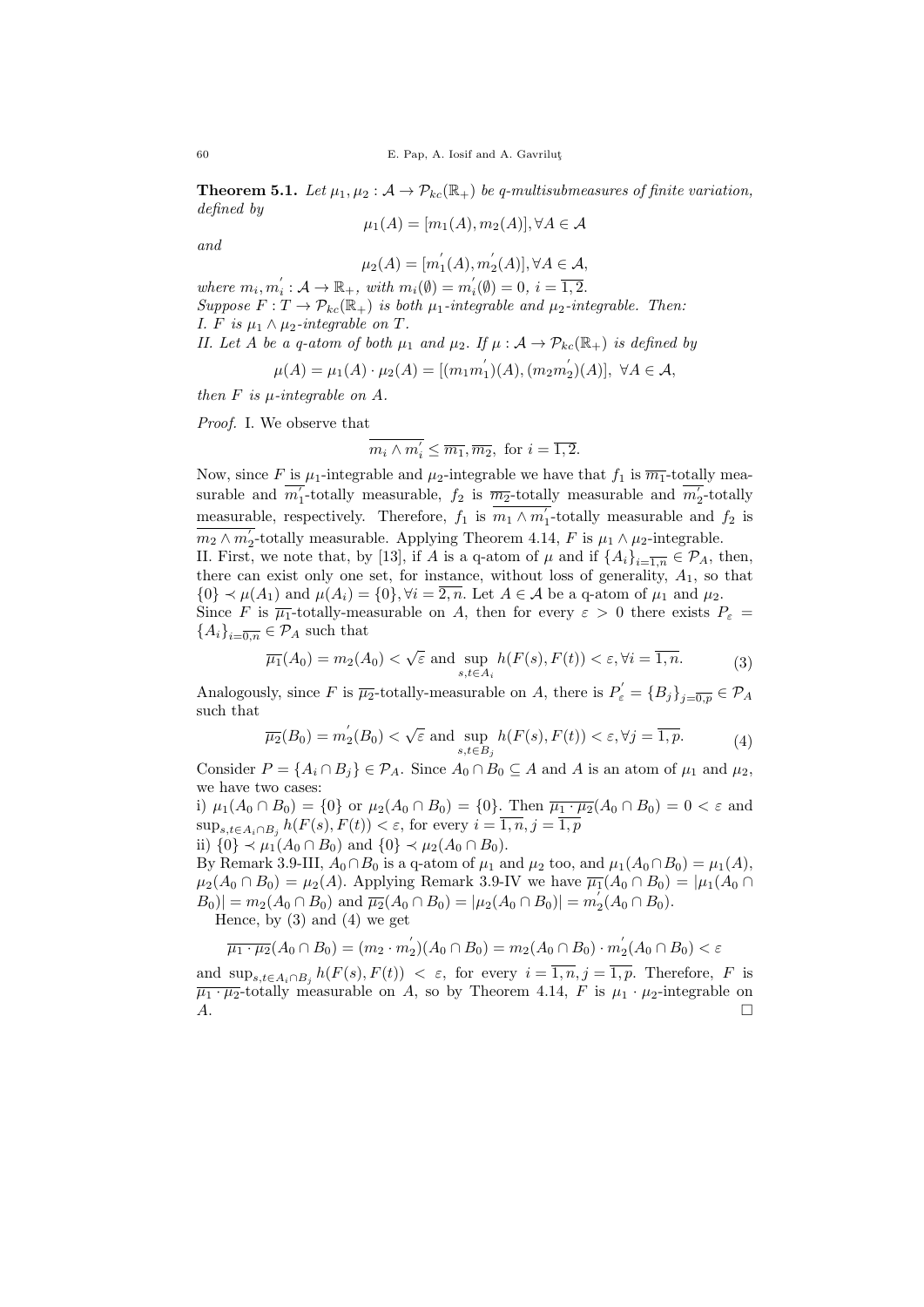**Theorem 5.1.** *Let $\mu_1, \mu_2 : \mathcal{A} \to \mathcal{P}_{kc}(\mathbb{R}_+)$ be q-multisubmeasures of finite variation, defined by*

$$\mu_1(A) = [m_1(A), m_2(A)], \forall A \in \mathcal{A}$$

*and*

$$\mu_2(A) = [m_1^{'}(A), m_2^{'}(A)], \forall A \in \mathcal{A},$$

*where $m_i, m_i^{'} : \mathcal{A} \to \mathbb{R}_+$, with $m_i(\emptyset) = m_i^{'}(\emptyset) = 0$, $i = \overline{1,2}$.*
*Suppose $F : T \to \mathcal{P}_{kc}(\mathbb{R}_+)$ is both $\mu_1$-integrable and $\mu_2$-integrable. Then:*
*I. $F$ is $\mu_1 \wedge \mu_2$-integrable on $T$.*
*II. Let $A$ be a q-atom of both $\mu_1$ and $\mu_2$. If $\mu : \mathcal{A} \to \mathcal{P}_{kc}(\mathbb{R}_+)$ is defined by*

$$\mu(A) = \mu_1(A) \cdot \mu_2(A) = [(m_1 m_1^{'})(A), (m_2 m_2^{'})(A)], \ \forall A \in \mathcal{A},$$

*then $F$ is $\mu$-integrable on $A$.*

*Proof.* I. We observe that

$$\overline{m_i \wedge m_i^{'}} \leq \overline{m_1}, \overline{m_2}, \text{ for } i = \overline{1,2}.$$

Now, since $F$ is $\mu_1$-integrable and $\mu_2$-integrable we have that $f_1$ is $\overline{m_1}$-totally measurable and $\overline{m_1^{'}}$-totally measurable, $f_2$ is $\overline{m_2}$-totally measurable and $\overline{m_2^{'}}$-totally measurable, respectively. Therefore, $f_1$ is $\overline{m_1 \wedge m_1^{'}}$-totally measurable and $f_2$ is $\overline{m_2 \wedge m_2^{'}}$-totally measurable. Applying Theorem 4.14, $F$ is $\mu_1 \wedge \mu_2$-integrable.
II. First, we note that, by [13], if $A$ is a q-atom of $\mu$ and if $\{A_i\}_{i=\overline{1,n}} \in \mathcal{P}_A$, then, there can exist only one set, for instance, without loss of generality, $A_1$, so that $\{0\} \prec \mu(A_1)$ and $\mu(A_i) = \{0\}, \forall i = \overline{2,n}$. Let $A \in \mathcal{A}$ be a q-atom of $\mu_1$ and $\mu_2$. Since $F$ is $\overline{\mu_1}$-totally-measurable on $A$, then for every $\varepsilon > 0$ there exists $P_\varepsilon = \{A_i\}_{i=\overline{0,n}} \in \mathcal{P}_A$ such that

$$\overline{\mu_1}(A_0) = m_2(A_0) < \sqrt{\varepsilon} \text{ and } \sup_{s,t \in A_i} h(F(s), F(t)) < \varepsilon, \forall i = \overline{1,n}. \tag{3}$$

Analogously, since $F$ is $\overline{\mu_2}$-totally-measurable on $A$, there is $P_\varepsilon^{'} = \{B_j\}_{j=\overline{0,p}} \in \mathcal{P}_A$ such that

$$\overline{\mu_2}(B_0) = m_2^{'}(B_0) < \sqrt{\varepsilon} \text{ and } \sup_{s,t \in B_j} h(F(s), F(t)) < \varepsilon, \forall j = \overline{1,p}. \tag{4}$$

Consider $P = \{A_i \cap B_j\} \in \mathcal{P}_A$. Since $A_0 \cap B_0 \subseteq A$ and $A$ is an atom of $\mu_1$ and $\mu_2$, we have two cases:
i) $\mu_1(A_0 \cap B_0) = \{0\}$ or $\mu_2(A_0 \cap B_0) = \{0\}$. Then $\overline{\mu_1 \cdot \mu_2}(A_0 \cap B_0) = 0 < \varepsilon$ and $\sup_{s,t \in A_i \cap B_j} h(F(s), F(t)) < \varepsilon$, for every $i = \overline{1,n}, j = \overline{1,p}$
ii) $\{0\} \prec \mu_1(A_0 \cap B_0)$ and $\{0\} \prec \mu_2(A_0 \cap B_0)$.
By Remark 3.9-III, $A_0 \cap B_0$ is a q-atom of $\mu_1$ and $\mu_2$ too, and $\mu_1(A_0 \cap B_0) = \mu_1(A)$, $\mu_2(A_0 \cap B_0) = \mu_2(A)$. Applying Remark 3.9-IV we have $\overline{\mu_1}(A_0 \cap B_0) = |\mu_1(A_0 \cap B_0)| = m_2(A_0 \cap B_0)$ and $\overline{\mu_2}(A_0 \cap B_0) = |\mu_2(A_0 \cap B_0)| = m_2^{'}(A_0 \cap B_0)$.
Hence, by (3) and (4) we get

$$\overline{\mu_1 \cdot \mu_2}(A_0 \cap B_0) = (m_2 \cdot m_2^{'})(A_0 \cap B_0) = m_2(A_0 \cap B_0) \cdot m_2^{'}(A_0 \cap B_0) < \varepsilon$$

and $\sup_{s,t \in A_i \cap B_j} h(F(s), F(t)) < \varepsilon$, for every $i = \overline{1,n}, j = \overline{1,p}$. Therefore, $F$ is $\overline{\mu_1 \cdot \mu_2}$-totally measurable on $A$, so by Theorem 4.14, $F$ is $\mu_1 \cdot \mu_2$-integrable on $A$. $\square$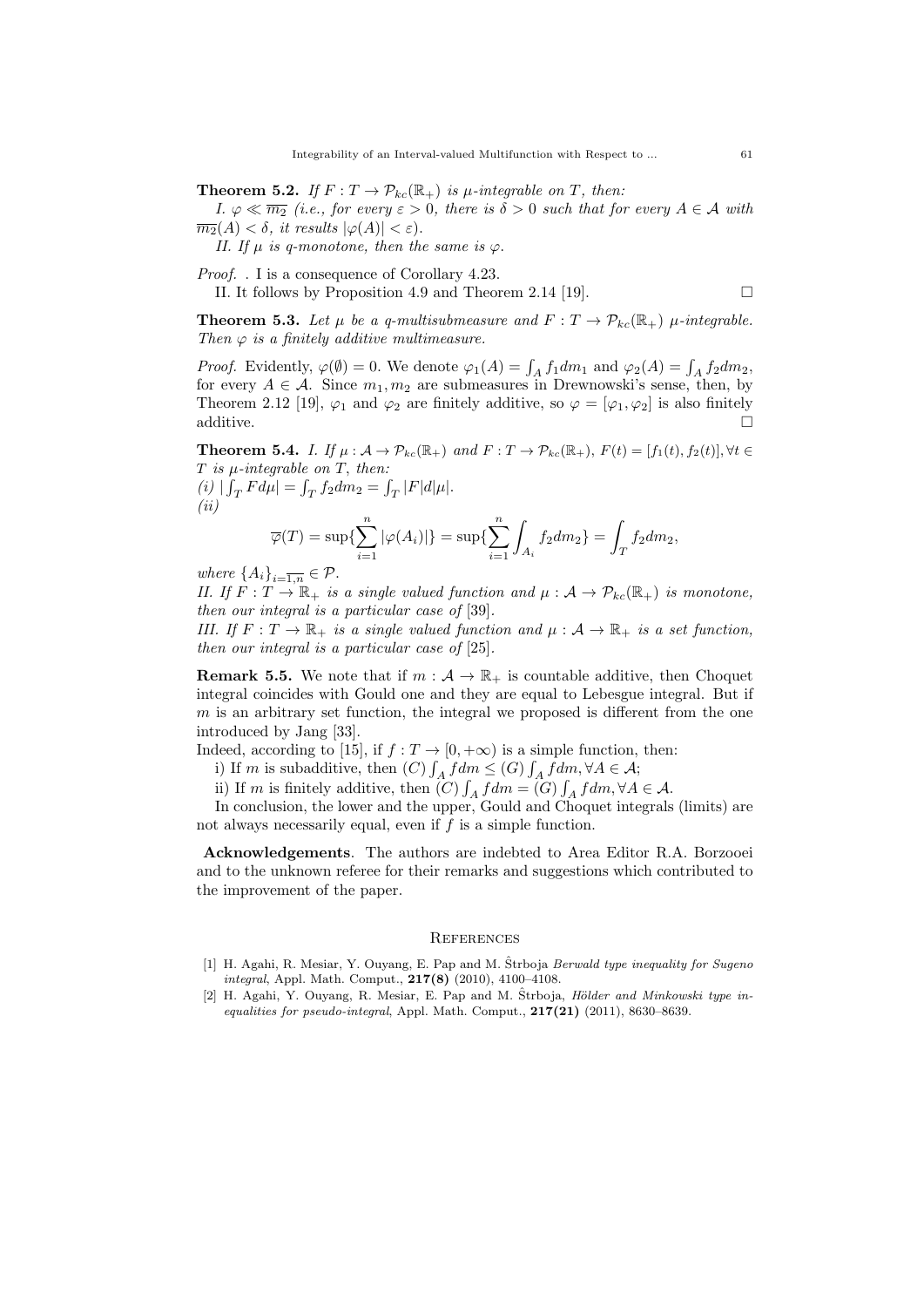**Theorem 5.2.** *If $F : T \to \mathcal{P}_{kc}(\mathbb{R}_+)$ is $\mu$-integrable on $T$, then:*

*I. $\varphi \ll \overline{m_2}$ (i.e., for every $\varepsilon > 0$, there is $\delta > 0$ such that for every $A \in \mathcal{A}$ with $\overline{m_2}(A) < \delta$, it results $|\varphi(A)| < \varepsilon$).*

*II. If $\mu$ is q-monotone, then the same is $\varphi$.*

*Proof.* . I is a consequence of Corollary 4.23.

II. It follows by Proposition 4.9 and Theorem 2.14 [19]. □

**Theorem 5.3.** *Let $\mu$ be a q-multisubmeasure and $F : T \to \mathcal{P}_{kc}(\mathbb{R}_+)$ $\mu$-integrable. Then $\varphi$ is a finitely additive multimeasure.*

*Proof.* Evidently, $\varphi(\emptyset) = 0$. We denote $\varphi_1(A) = \int_A f_1 dm_1$ and $\varphi_2(A) = \int_A f_2 dm_2$, for every $A \in \mathcal{A}$. Since $m_1, m_2$ are submeasures in Drewnowski's sense, then, by Theorem 2.12 [19], $\varphi_1$ and $\varphi_2$ are finitely additive, so $\varphi = [\varphi_1, \varphi_2]$ is also finitely additive. □

**Theorem 5.4.** *I. If $\mu : \mathcal{A} \to \mathcal{P}_{kc}(\mathbb{R}_+)$ and $F : T \to \mathcal{P}_{kc}(\mathbb{R}_+)$, $F(t) = [f_1(t), f_2(t)], \forall t \in T$ is $\mu$-integrable on $T$, then:*

*(i)* $|\int_T F d\mu| = \int_T f_2 dm_2 = \int_T |F| d|\mu|$.

*(ii)*

$$\overline{\varphi}(T) = \sup\{\sum_{i=1}^{n} |\varphi(A_i)|\} = \sup\{\sum_{i=1}^{n} \int_{A_i} f_2 dm_2\} = \int_T f_2 dm_2,$$

*where* $\{A_i\}_{i=\overline{1,n}} \in \mathcal{P}$.

*II. If $F : T \to \mathbb{R}_+$ is a single valued function and $\mu : \mathcal{A} \to \mathcal{P}_{kc}(\mathbb{R}_+)$ is monotone, then our integral is a particular case of* [39].

*III. If $F : T \to \mathbb{R}_+$ is a single valued function and $\mu : \mathcal{A} \to \mathbb{R}_+$ is a set function, then our integral is a particular case of* [25].

**Remark 5.5.** We note that if $m : \mathcal{A} \to \mathbb{R}_+$ is countable additive, then Choquet integral coincides with Gould one and they are equal to Lebesgue integral. But if $m$ is an arbitrary set function, the integral we proposed is different from the one introduced by Jang [33].

Indeed, according to [15], if $f : T \to [0, +\infty)$ is a simple function, then:

i) If $m$ is subadditive, then $(C) \int_A f dm \leq (G) \int_A f dm, \forall A \in \mathcal{A}$;

ii) If $m$ is finitely additive, then $(C) \int_A f dm = (G) \int_A f dm, \forall A \in \mathcal{A}$.

In conclusion, the lower and the upper, Gould and Choquet integrals (limits) are not always necessarily equal, even if $f$ is a simple function.

**Acknowledgements**. The authors are indebted to Area Editor R.A. Borzooei and to the unknown referee for their remarks and suggestions which contributed to the improvement of the paper.

## References

[1] H. Agahi, R. Mesiar, Y. Ouyang, E. Pap and M. Ŝtrboja *Berwald type inequality for Sugeno integral*, Appl. Math. Comput., **217(8)** (2010), 4100–4108.

[2] H. Agahi, Y. Ouyang, R. Mesiar, E. Pap and M. Štrboja, *Hölder and Minkowski type inequalities for pseudo-integral*, Appl. Math. Comput., **217(21)** (2011), 8630–8639.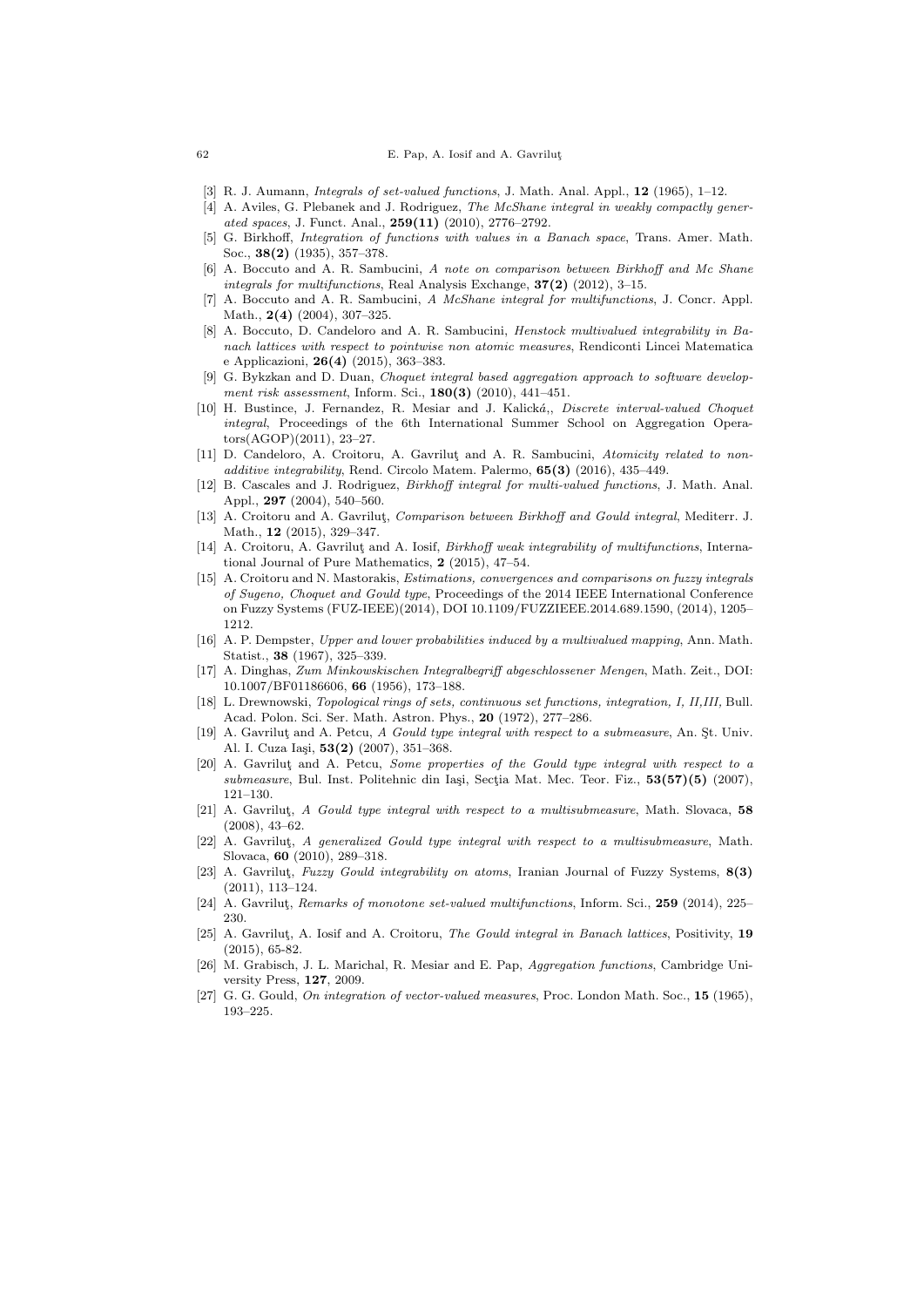[3] R. J. Aumann, *Integrals of set-valued functions*, J. Math. Anal. Appl., **12** (1965), 1–12.

[4] A. Aviles, G. Plebanek and J. Rodriguez, *The McShane integral in weakly compactly generated spaces*, J. Funct. Anal., **259(11)** (2010), 2776–2792.

[5] G. Birkhoff, *Integration of functions with values in a Banach space*, Trans. Amer. Math. Soc., **38(2)** (1935), 357–378.

[6] A. Boccuto and A. R. Sambucini, *A note on comparison between Birkhoff and Mc Shane integrals for multifunctions*, Real Analysis Exchange, **37(2)** (2012), 3–15.

[7] A. Boccuto and A. R. Sambucini, *A McShane integral for multifunctions*, J. Concr. Appl. Math., **2(4)** (2004), 307–325.

[8] A. Boccuto, D. Candeloro and A. R. Sambucini, *Henstock multivalued integrability in Banach lattices with respect to pointwise non atomic measures*, Rendiconti Lincei Matematica e Applicazioni, **26(4)** (2015), 363–383.

[9] G. Bykzkan and D. Duan, *Choquet integral based aggregation approach to software development risk assessment*, Inform. Sci., **180(3)** (2010), 441–451.

[10] H. Bustince, J. Fernandez, R. Mesiar and J. Kalická,, *Discrete interval-valued Choquet integral*, Proceedings of the 6th International Summer School on Aggregation Operators(AGOP)(2011), 23–27.

[11] D. Candeloro, A. Croitoru, A. Gavriluţ and A. R. Sambucini, *Atomicity related to non-additive integrability*, Rend. Circolo Matem. Palermo, **65(3)** (2016), 435–449.

[12] B. Cascales and J. Rodriguez, *Birkhoff integral for multi-valued functions*, J. Math. Anal. Appl., **297** (2004), 540–560.

[13] A. Croitoru and A. Gavriluţ, *Comparison between Birkhoff and Gould integral*, Mediterr. J. Math., **12** (2015), 329–347.

[14] A. Croitoru, A. Gavriluţ and A. Iosif, *Birkhoff weak integrability of multifunctions*, International Journal of Pure Mathematics, **2** (2015), 47–54.

[15] A. Croitoru and N. Mastorakis, *Estimations, convergences and comparisons on fuzzy integrals of Sugeno, Choquet and Gould type*, Proceedings of the 2014 IEEE International Conference on Fuzzy Systems (FUZ-IEEE)(2014), DOI 10.1109/FUZZIEEE.2014.689.1590, (2014), 1205–1212.

[16] A. P. Dempster, *Upper and lower probabilities induced by a multivalued mapping*, Ann. Math. Statist., **38** (1967), 325–339.

[17] A. Dinghas, *Zum Minkowskischen Integralbegriff abgeschlossener Mengen*, Math. Zeit., DOI: 10.1007/BF01186606, **66** (1956), 173–188.

[18] L. Drewnowski, *Topological rings of sets, continuous set functions, integration, I, II,III,* Bull. Acad. Polon. Sci. Ser. Math. Astron. Phys., **20** (1972), 277–286.

[19] A. Gavriluţ and A. Petcu, *A Gould type integral with respect to a submeasure*, An. Şt. Univ. Al. I. Cuza Iaşi, **53(2)** (2007), 351–368.

[20] A. Gavriluţ and A. Petcu, *Some properties of the Gould type integral with respect to a submeasure*, Bul. Inst. Politehnic din Iaşi, Secţia Mat. Mec. Teor. Fiz., **53(57)(5)** (2007), 121–130.

[21] A. Gavriluţ, *A Gould type integral with respect to a multisubmeasure*, Math. Slovaca, **58** (2008), 43–62.

[22] A. Gavriluţ, *A generalized Gould type integral with respect to a multisubmeasure*, Math. Slovaca, **60** (2010), 289–318.

[23] A. Gavriluţ, *Fuzzy Gould integrability on atoms*, Iranian Journal of Fuzzy Systems, **8(3)** (2011), 113–124.

[24] A. Gavriluţ, *Remarks of monotone set-valued multifunctions*, Inform. Sci., **259** (2014), 225–230.

[25] A. Gavriluţ, A. Iosif and A. Croitoru, *The Gould integral in Banach lattices*, Positivity, **19** (2015), 65-82.

[26] M. Grabisch, J. L. Marichal, R. Mesiar and E. Pap, *Aggregation functions*, Cambridge University Press, **127**, 2009.

[27] G. G. Gould, *On integration of vector-valued measures*, Proc. London Math. Soc., **15** (1965), 193–225.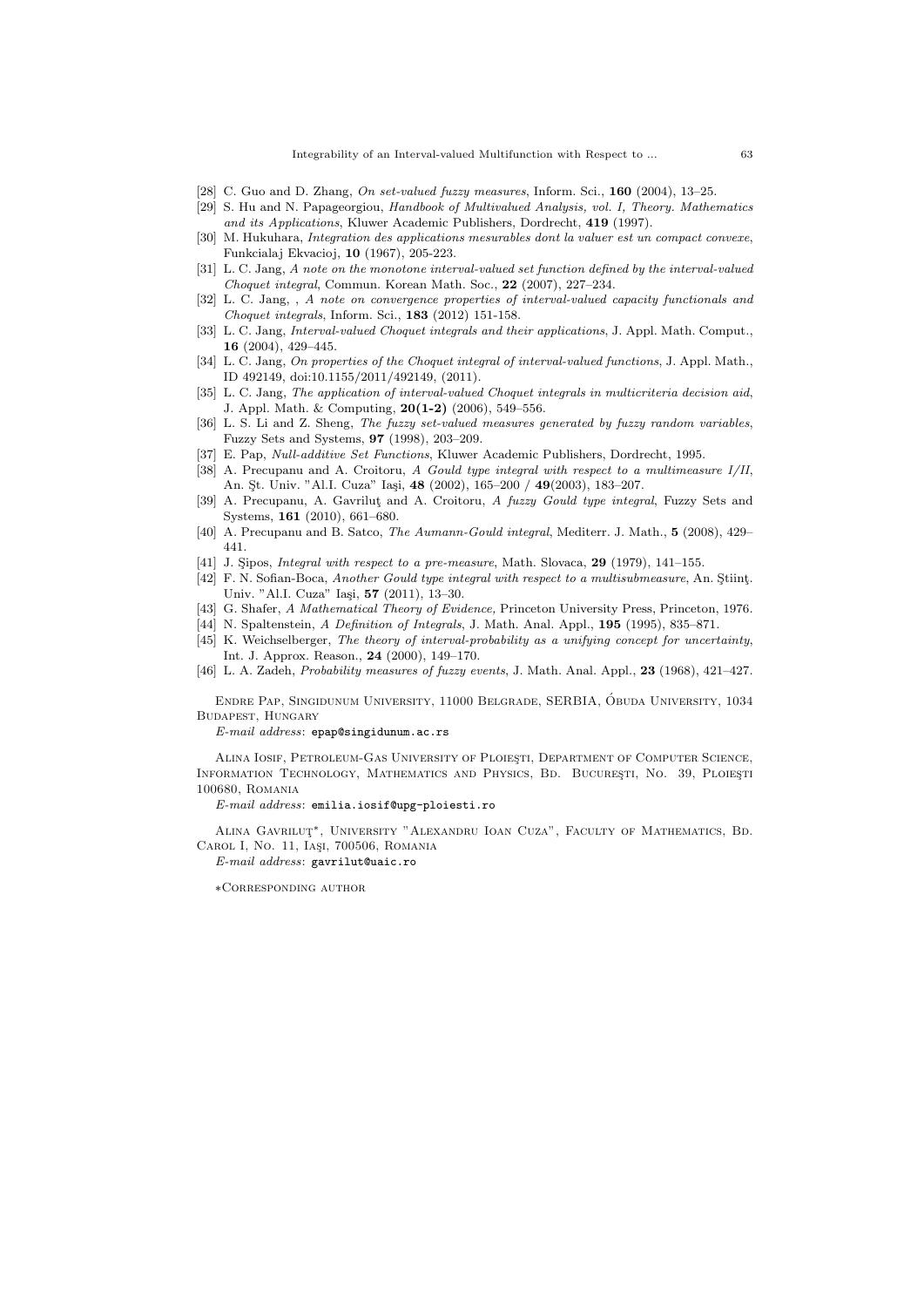[28] C. Guo and D. Zhang, *On set-valued fuzzy measures*, Inform. Sci., **160** (2004), 13–25.

[29] S. Hu and N. Papageorgiou, *Handbook of Multivalued Analysis, vol. I, Theory. Mathematics and its Applications*, Kluwer Academic Publishers, Dordrecht, **419** (1997).

[30] M. Hukuhara, *Integration des applications mesurables dont la valuer est un compact convexe*, Funkcialaj Ekvacioj, **10** (1967), 205-223.

[31] L. C. Jang, *A note on the monotone interval-valued set function defined by the interval-valued Choquet integral*, Commun. Korean Math. Soc., **22** (2007), 227–234.

[32] L. C. Jang, , *A note on convergence properties of interval-valued capacity functionals and Choquet integrals*, Inform. Sci., **183** (2012) 151-158.

[33] L. C. Jang, *Interval-valued Choquet integrals and their applications*, J. Appl. Math. Comput., **16** (2004), 429–445.

[34] L. C. Jang, *On properties of the Choquet integral of interval-valued functions*, J. Appl. Math., ID 492149, doi:10.1155/2011/492149, (2011).

[35] L. C. Jang, *The application of interval-valued Choquet integrals in multicriteria decision aid*, J. Appl. Math. & Computing, **20(1-2)** (2006), 549–556.

[36] L. S. Li and Z. Sheng, *The fuzzy set-valued measures generated by fuzzy random variables*, Fuzzy Sets and Systems, **97** (1998), 203–209.

[37] E. Pap, *Null-additive Set Functions*, Kluwer Academic Publishers, Dordrecht, 1995.

[38] A. Precupanu and A. Croitoru, *A Gould type integral with respect to a multimeasure I/II*, An. Şt. Univ. "Al.I. Cuza" Iaşi, **48** (2002), 165–200 / **49**(2003), 183–207.

[39] A. Precupanu, A. Gavriluţ and A. Croitoru, *A fuzzy Gould type integral*, Fuzzy Sets and Systems, **161** (2010), 661–680.

[40] A. Precupanu and B. Satco, *The Aumann-Gould integral*, Mediterr. J. Math., **5** (2008), 429–441.

[41] J. Şipos, *Integral with respect to a pre-measure*, Math. Slovaca, **29** (1979), 141–155.

[42] F. N. Sofian-Boca, *Another Gould type integral with respect to a multisubmeasure*, An. Ştiinţ. Univ. "Al.I. Cuza" Iaşi, **57** (2011), 13–30.

[43] G. Shafer, *A Mathematical Theory of Evidence,* Princeton University Press, Princeton, 1976.

[44] N. Spaltenstein, *A Definition of Integrals*, J. Math. Anal. Appl., **195** (1995), 835–871.

[45] K. Weichselberger, *The theory of interval-probability as a unifying concept for uncertainty*, Int. J. Approx. Reason., **24** (2000), 149–170.

[46] L. A. Zadeh, *Probability measures of fuzzy events*, J. Math. Anal. Appl., **23** (1968), 421–427.

Endre Pap, Singidunum University, 11000 Belgrade, SERBIA, Óbuda University, 1034 Budapest, Hungary

*E-mail address*: epap@singidunum.ac.rs

Alina Iosif, Petroleum-Gas University of Ploieşti, Department of Computer Science, Information Technology, Mathematics and Physics, Bd. Bucureşti, No. 39, Ploieşti 100680, Romania

*E-mail address*: emilia.iosif@upg-ploiesti.ro

Alina Gavriluţ*, University "Alexandru Ioan Cuza", Faculty of Mathematics, Bd. Carol I, No. 11, Iaşi, 700506, Romania

*E-mail address*: gavrilut@uaic.ro

*Corresponding author